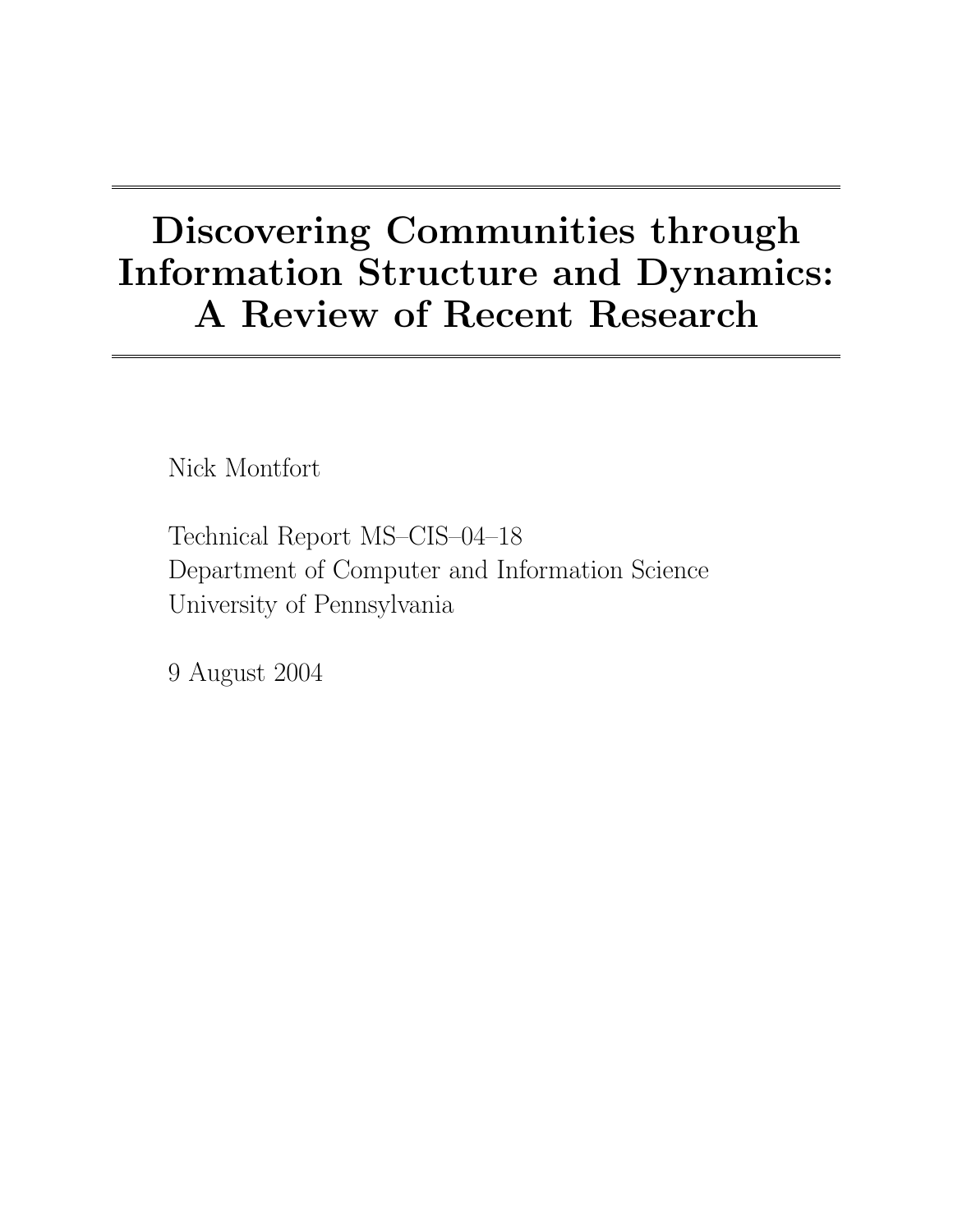# Discovering Communities through Information Structure and Dynamics: A Review of Recent Research

Nick Montfort

Technical Report MS–CIS–04–18
Department of Computer and Information Science
University of Pennsylvania

9 August 2004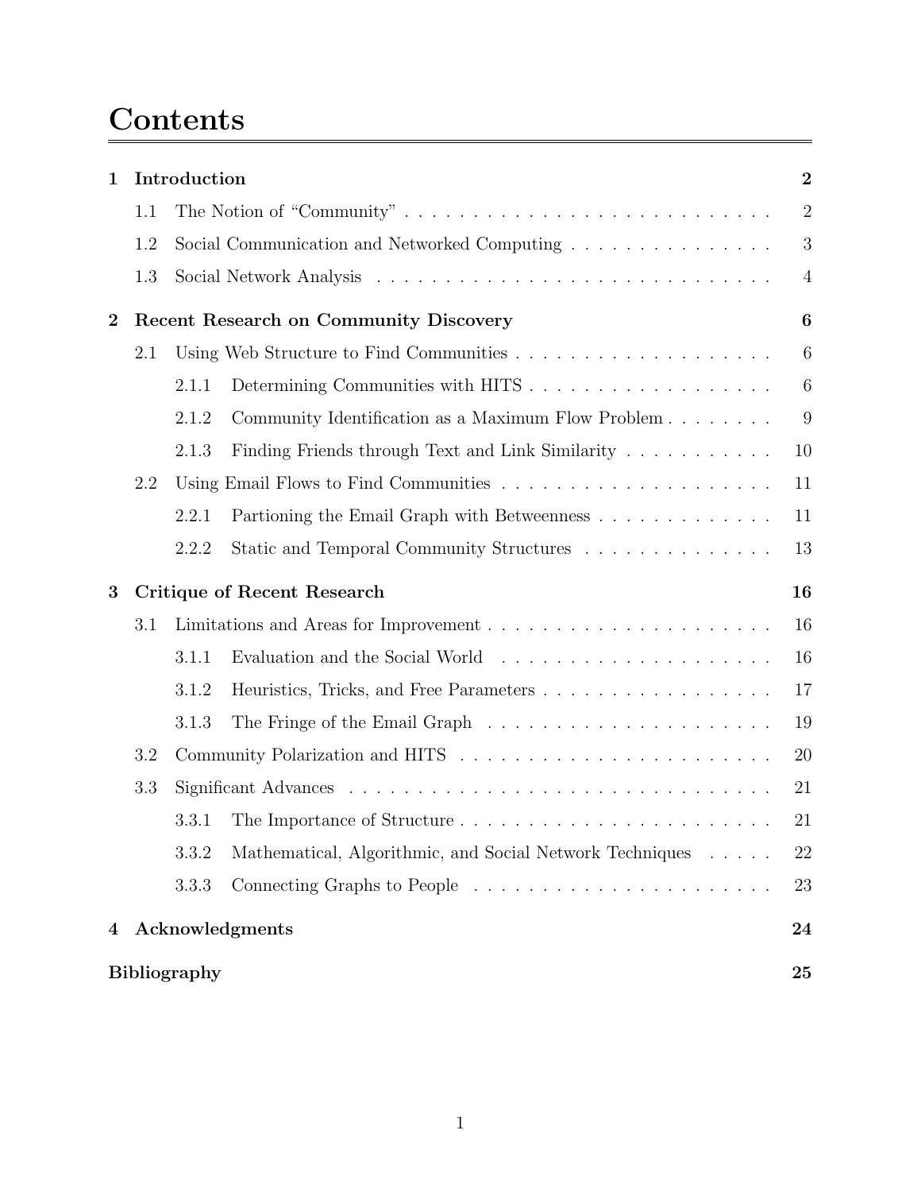# Contents

**1 Introduction** — **2**

- 1.1 The Notion of "Community" — 2
- 1.2 Social Communication and Networked Computing — 3
- 1.3 Social Network Analysis — 4

**2 Recent Research on Community Discovery** — **6**

- 2.1 Using Web Structure to Find Communities — 6
  - 2.1.1 Determining Communities with HITS — 6
  - 2.1.2 Community Identification as a Maximum Flow Problem — 9
  - 2.1.3 Finding Friends through Text and Link Similarity — 10
- 2.2 Using Email Flows to Find Communities — 11
  - 2.2.1 Partioning the Email Graph with Betweenness — 11
  - 2.2.2 Static and Temporal Community Structures — 13

**3 Critique of Recent Research** — **16**

- 3.1 Limitations and Areas for Improvement — 16
  - 3.1.1 Evaluation and the Social World — 16
  - 3.1.2 Heuristics, Tricks, and Free Parameters — 17
  - 3.1.3 The Fringe of the Email Graph — 19
- 3.2 Community Polarization and HITS — 20
- 3.3 Significant Advances — 21
  - 3.3.1 The Importance of Structure — 21
  - 3.3.2 Mathematical, Algorithmic, and Social Network Techniques — 22
  - 3.3.3 Connecting Graphs to People — 23

**4 Acknowledgments** — **24**

**Bibliography** — **25**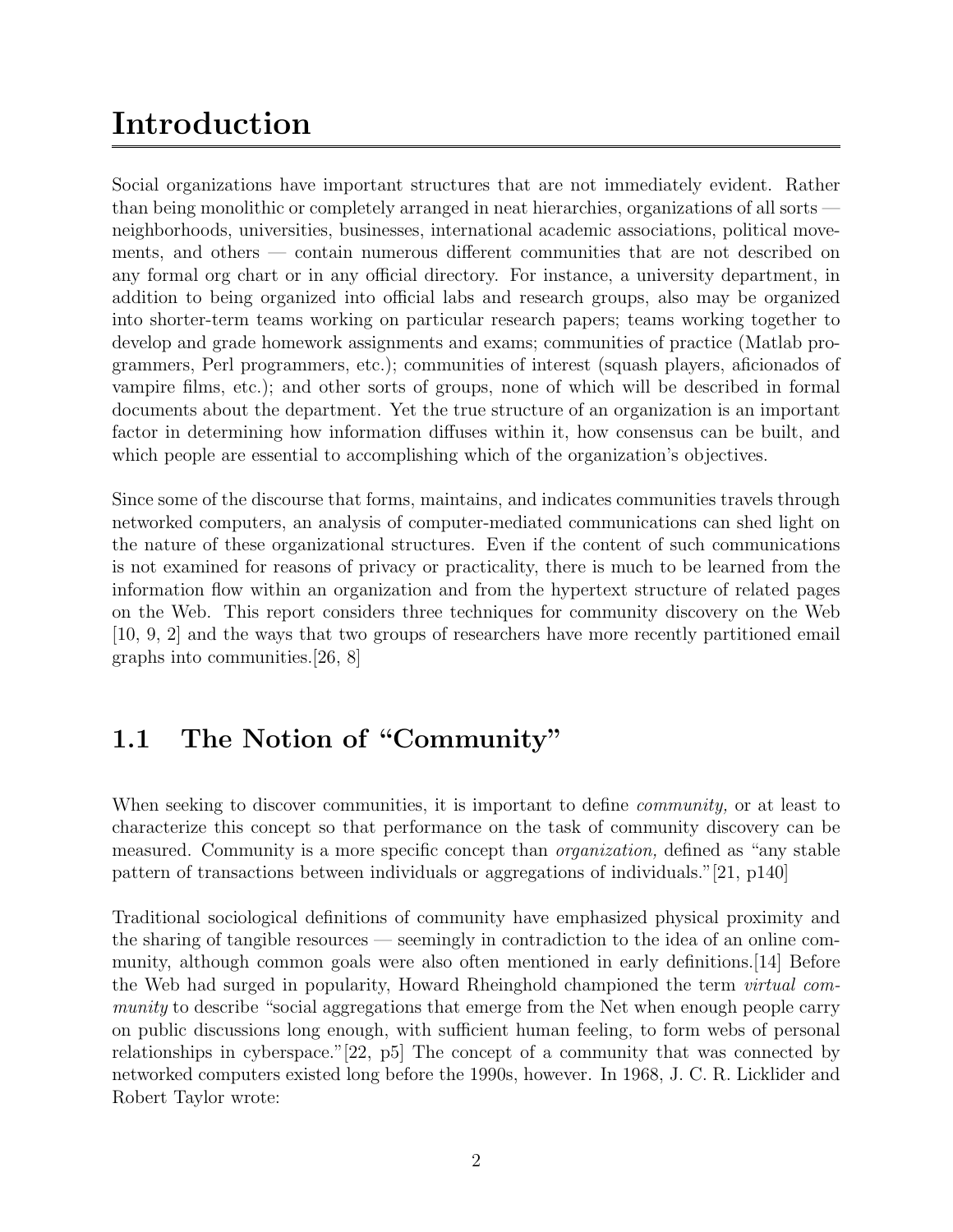# Introduction

Social organizations have important structures that are not immediately evident. Rather than being monolithic or completely arranged in neat hierarchies, organizations of all sorts — neighborhoods, universities, businesses, international academic associations, political movements, and others — contain numerous different communities that are not described on any formal org chart or in any official directory. For instance, a university department, in addition to being organized into official labs and research groups, also may be organized into shorter-term teams working on particular research papers; teams working together to develop and grade homework assignments and exams; communities of practice (Matlab programmers, Perl programmers, etc.); communities of interest (squash players, aficionados of vampire films, etc.); and other sorts of groups, none of which will be described in formal documents about the department. Yet the true structure of an organization is an important factor in determining how information diffuses within it, how consensus can be built, and which people are essential to accomplishing which of the organization's objectives.

Since some of the discourse that forms, maintains, and indicates communities travels through networked computers, an analysis of computer-mediated communications can shed light on the nature of these organizational structures. Even if the content of such communications is not examined for reasons of privacy or practicality, there is much to be learned from the information flow within an organization and from the hypertext structure of related pages on the Web. This report considers three techniques for community discovery on the Web [10, 9, 2] and the ways that two groups of researchers have more recently partitioned email graphs into communities.[26, 8]

## 1.1 The Notion of "Community"

When seeking to discover communities, it is important to define *community,* or at least to characterize this concept so that performance on the task of community discovery can be measured. Community is a more specific concept than *organization,* defined as "any stable pattern of transactions between individuals or aggregations of individuals."[21, p140]

Traditional sociological definitions of community have emphasized physical proximity and the sharing of tangible resources — seemingly in contradiction to the idea of an online community, although common goals were also often mentioned in early definitions.[14] Before the Web had surged in popularity, Howard Rheingold championed the term *virtual community* to describe "social aggregations that emerge from the Net when enough people carry on public discussions long enough, with sufficient human feeling, to form webs of personal relationships in cyberspace."[22, p5] The concept of a community that was connected by networked computers existed long before the 1990s, however. In 1968, J. C. R. Licklider and Robert Taylor wrote: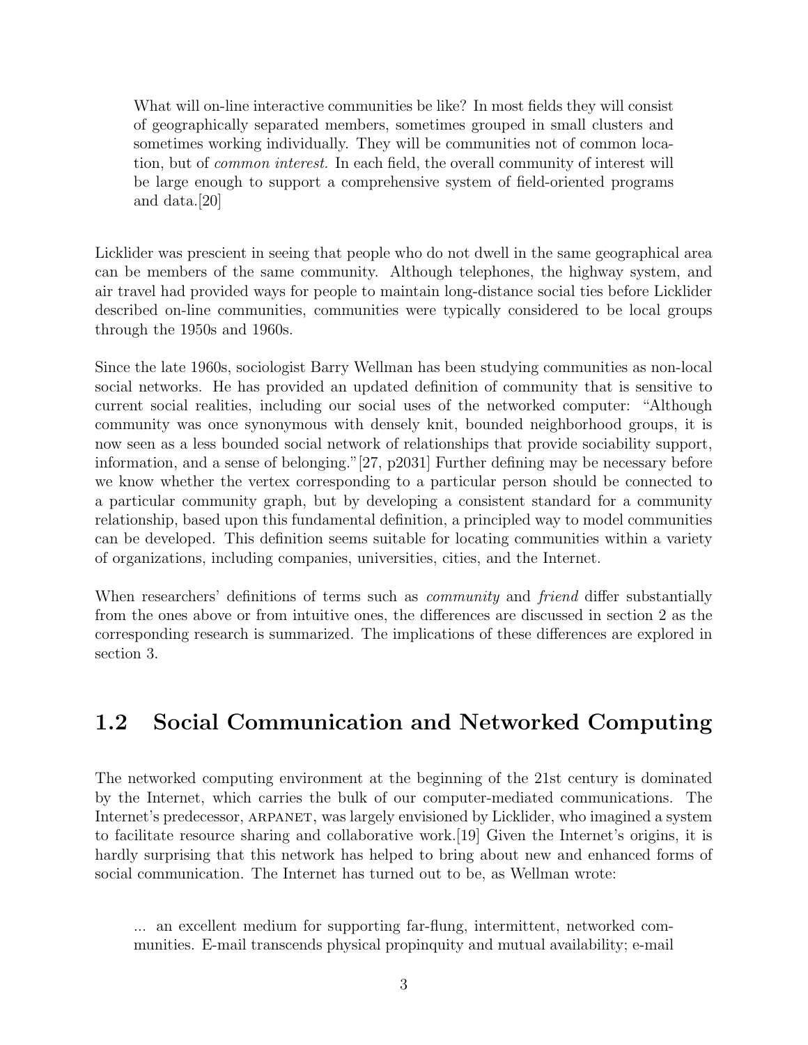> What will on-line interactive communities be like? In most fields they will consist of geographically separated members, sometimes grouped in small clusters and sometimes working individually. They will be communities not of common location, but of *common interest*. In each field, the overall community of interest will be large enough to support a comprehensive system of field-oriented programs and data.[20]

Licklider was prescient in seeing that people who do not dwell in the same geographical area can be members of the same community. Although telephones, the highway system, and air travel had provided ways for people to maintain long-distance social ties before Licklider described on-line communities, communities were typically considered to be local groups through the 1950s and 1960s.

Since the late 1960s, sociologist Barry Wellman has been studying communities as non-local social networks. He has provided an updated definition of community that is sensitive to current social realities, including our social uses of the networked computer: "Although community was once synonymous with densely knit, bounded neighborhood groups, it is now seen as a less bounded social network of relationships that provide sociability support, information, and a sense of belonging."[27, p2031] Further defining may be necessary before we know whether the vertex corresponding to a particular person should be connected to a particular community graph, but by developing a consistent standard for a community relationship, based upon this fundamental definition, a principled way to model communities can be developed. This definition seems suitable for locating communities within a variety of organizations, including companies, universities, cities, and the Internet.

When researchers' definitions of terms such as *community* and *friend* differ substantially from the ones above or from intuitive ones, the differences are discussed in section 2 as the corresponding research is summarized. The implications of these differences are explored in section 3.

## 1.2 Social Communication and Networked Computing

The networked computing environment at the beginning of the 21st century is dominated by the Internet, which carries the bulk of our computer-mediated communications. The Internet's predecessor, ARPANET, was largely envisioned by Licklider, who imagined a system to facilitate resource sharing and collaborative work.[19] Given the Internet's origins, it is hardly surprising that this network has helped to bring about new and enhanced forms of social communication. The Internet has turned out to be, as Wellman wrote:

> ... an excellent medium for supporting far-flung, intermittent, networked communities. E-mail transcends physical propinquity and mutual availability; e-mail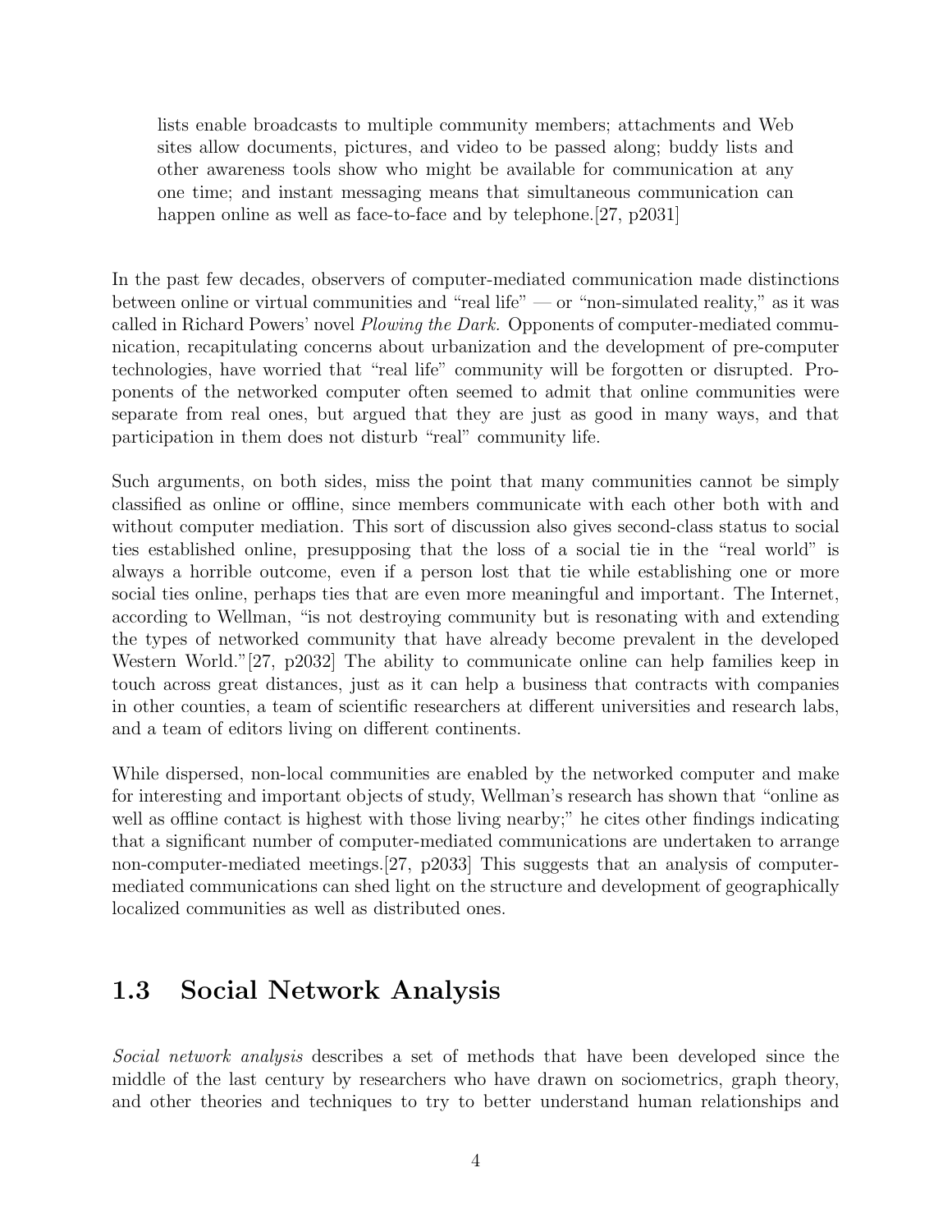> lists enable broadcasts to multiple community members; attachments and Web sites allow documents, pictures, and video to be passed along; buddy lists and other awareness tools show who might be available for communication at any one time; and instant messaging means that simultaneous communication can happen online as well as face-to-face and by telephone.[27, p2031]

In the past few decades, observers of computer-mediated communication made distinctions between online or virtual communities and "real life" — or "non-simulated reality," as it was called in Richard Powers' novel *Plowing the Dark.* Opponents of computer-mediated communication, recapitulating concerns about urbanization and the development of pre-computer technologies, have worried that "real life" community will be forgotten or disrupted. Proponents of the networked computer often seemed to admit that online communities were separate from real ones, but argued that they are just as good in many ways, and that participation in them does not disturb "real" community life.

Such arguments, on both sides, miss the point that many communities cannot be simply classified as online or offline, since members communicate with each other both with and without computer mediation. This sort of discussion also gives second-class status to social ties established online, presupposing that the loss of a social tie in the "real world" is always a horrible outcome, even if a person lost that tie while establishing one or more social ties online, perhaps ties that are even more meaningful and important. The Internet, according to Wellman, "is not destroying community but is resonating with and extending the types of networked community that have already become prevalent in the developed Western World."[27, p2032] The ability to communicate online can help families keep in touch across great distances, just as it can help a business that contracts with companies in other counties, a team of scientific researchers at different universities and research labs, and a team of editors living on different continents.

While dispersed, non-local communities are enabled by the networked computer and make for interesting and important objects of study, Wellman's research has shown that "online as well as offline contact is highest with those living nearby;" he cites other findings indicating that a significant number of computer-mediated communications are undertaken to arrange non-computer-mediated meetings.[27, p2033] This suggests that an analysis of computer-mediated communications can shed light on the structure and development of geographically localized communities as well as distributed ones.

## 1.3 Social Network Analysis

*Social network analysis* describes a set of methods that have been developed since the middle of the last century by researchers who have drawn on sociometrics, graph theory, and other theories and techniques to try to better understand human relationships and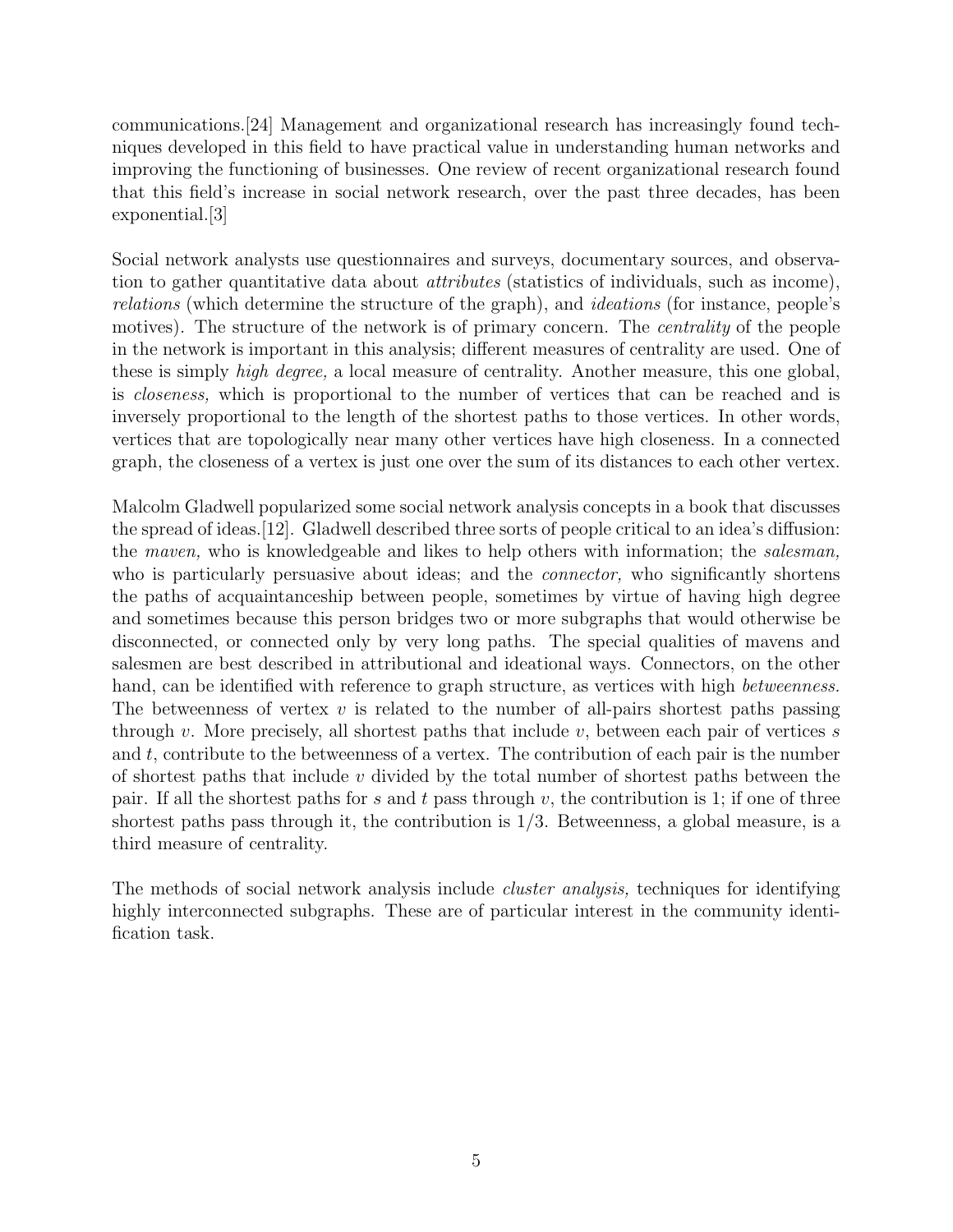communications.[24] Management and organizational research has increasingly found techniques developed in this field to have practical value in understanding human networks and improving the functioning of businesses. One review of recent organizational research found that this field's increase in social network research, over the past three decades, has been exponential.[3]

Social network analysts use questionnaires and surveys, documentary sources, and observation to gather quantitative data about *attributes* (statistics of individuals, such as income), *relations* (which determine the structure of the graph), and *ideations* (for instance, people's motives). The structure of the network is of primary concern. The *centrality* of the people in the network is important in this analysis; different measures of centrality are used. One of these is simply *high degree,* a local measure of centrality. Another measure, this one global, is *closeness,* which is proportional to the number of vertices that can be reached and is inversely proportional to the length of the shortest paths to those vertices. In other words, vertices that are topologically near many other vertices have high closeness. In a connected graph, the closeness of a vertex is just one over the sum of its distances to each other vertex.

Malcolm Gladwell popularized some social network analysis concepts in a book that discusses the spread of ideas.[12]. Gladwell described three sorts of people critical to an idea's diffusion: the *maven,* who is knowledgeable and likes to help others with information; the *salesman,* who is particularly persuasive about ideas; and the *connector,* who significantly shortens the paths of acquaintanceship between people, sometimes by virtue of having high degree and sometimes because this person bridges two or more subgraphs that would otherwise be disconnected, or connected only by very long paths. The special qualities of mavens and salesmen are best described in attributional and ideational ways. Connectors, on the other hand, can be identified with reference to graph structure, as vertices with high *betweenness.* The betweenness of vertex $v$ is related to the number of all-pairs shortest paths passing through $v$. More precisely, all shortest paths that include $v$, between each pair of vertices $s$ and $t$, contribute to the betweenness of a vertex. The contribution of each pair is the number of shortest paths that include $v$ divided by the total number of shortest paths between the pair. If all the shortest paths for $s$ and $t$ pass through $v$, the contribution is 1; if one of three shortest paths pass through it, the contribution is 1/3. Betweenness, a global measure, is a third measure of centrality.

The methods of social network analysis include *cluster analysis,* techniques for identifying highly interconnected subgraphs. These are of particular interest in the community identification task.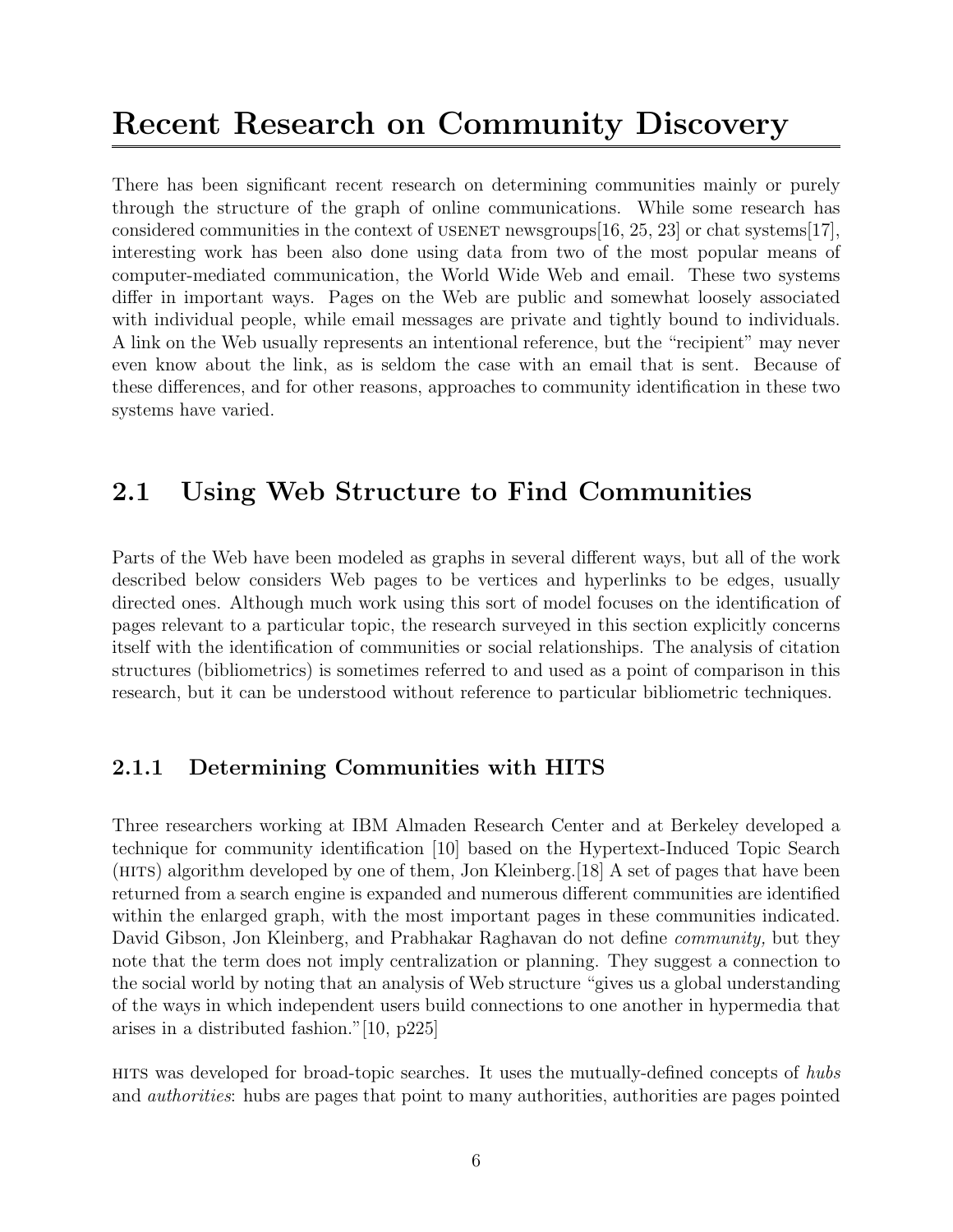# Recent Research on Community Discovery

There has been significant recent research on determining communities mainly or purely through the structure of the graph of online communications. While some research has considered communities in the context of USENET newsgroups[16, 25, 23] or chat systems[17], interesting work has been also done using data from two of the most popular means of computer-mediated communication, the World Wide Web and email. These two systems differ in important ways. Pages on the Web are public and somewhat loosely associated with individual people, while email messages are private and tightly bound to individuals. A link on the Web usually represents an intentional reference, but the "recipient" may never even know about the link, as is seldom the case with an email that is sent. Because of these differences, and for other reasons, approaches to community identification in these two systems have varied.

## 2.1 Using Web Structure to Find Communities

Parts of the Web have been modeled as graphs in several different ways, but all of the work described below considers Web pages to be vertices and hyperlinks to be edges, usually directed ones. Although much work using this sort of model focuses on the identification of pages relevant to a particular topic, the research surveyed in this section explicitly concerns itself with the identification of communities or social relationships. The analysis of citation structures (bibliometrics) is sometimes referred to and used as a point of comparison in this research, but it can be understood without reference to particular bibliometric techniques.

### 2.1.1 Determining Communities with HITS

Three researchers working at IBM Almaden Research Center and at Berkeley developed a technique for community identification [10] based on the Hypertext-Induced Topic Search (HITS) algorithm developed by one of them, Jon Kleinberg.[18] A set of pages that have been returned from a search engine is expanded and numerous different communities are identified within the enlarged graph, with the most important pages in these communities indicated. David Gibson, Jon Kleinberg, and Prabhakar Raghavan do not define *community,* but they note that the term does not imply centralization or planning. They suggest a connection to the social world by noting that an analysis of Web structure "gives us a global understanding of the ways in which independent users build connections to one another in hypermedia that arises in a distributed fashion."[10, p225]

HITS was developed for broad-topic searches. It uses the mutually-defined concepts of *hubs* and *authorities*: hubs are pages that point to many authorities, authorities are pages pointed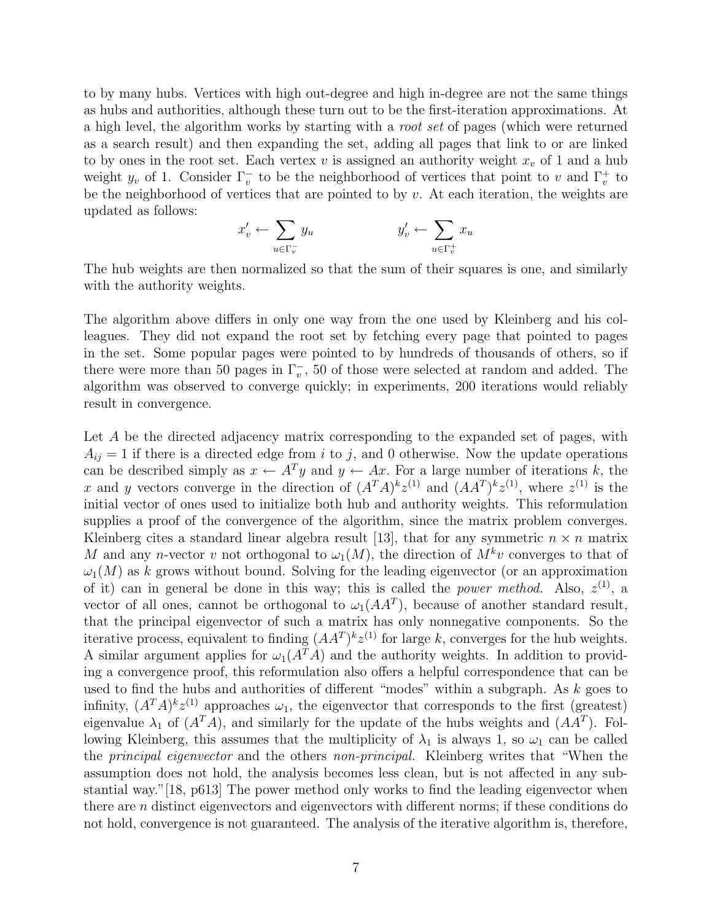to by many hubs. Vertices with high out-degree and high in-degree are not the same things as hubs and authorities, although these turn out to be the first-iteration approximations. At a high level, the algorithm works by starting with a *root set* of pages (which were returned as a search result) and then expanding the set, adding all pages that link to or are linked to by ones in the root set. Each vertex $v$ is assigned an authority weight $x_v$ of 1 and a hub weight $y_v$ of 1. Consider $\Gamma_v^-$ to be the neighborhood of vertices that point to $v$ and $\Gamma_v^+$ to be the neighborhood of vertices that are pointed to by $v$. At each iteration, the weights are updated as follows:

$$x'_v \leftarrow \sum_{u \in \Gamma_v^-} y_u \qquad\qquad y'_v \leftarrow \sum_{u \in \Gamma_v^+} x_u$$

The hub weights are then normalized so that the sum of their squares is one, and similarly with the authority weights.

The algorithm above differs in only one way from the one used by Kleinberg and his colleagues. They did not expand the root set by fetching every page that pointed to pages in the set. Some popular pages were pointed to by hundreds of thousands of others, so if there were more than 50 pages in $\Gamma_v^-$, 50 of those were selected at random and added. The algorithm was observed to converge quickly; in experiments, 200 iterations would reliably result in convergence.

Let $A$ be the directed adjacency matrix corresponding to the expanded set of pages, with $A_{ij} = 1$ if there is a directed edge from $i$ to $j$, and 0 otherwise. Now the update operations can be described simply as $x \leftarrow A^T y$ and $y \leftarrow Ax$. For a large number of iterations $k$, the $x$ and $y$ vectors converge in the direction of $(A^TA)^k z^{(1)}$ and $(AA^T)^k z^{(1)}$, where $z^{(1)}$ is the initial vector of ones used to initialize both hub and authority weights. This reformulation supplies a proof of the convergence of the algorithm, since the matrix problem converges. Kleinberg cites a standard linear algebra result [13], that for any symmetric $n \times n$ matrix $M$ and any $n$-vector $v$ not orthogonal to $\omega_1(M)$, the direction of $M^k v$ converges to that of $\omega_1(M)$ as $k$ grows without bound. Solving for the leading eigenvector (or an approximation of it) can in general be done in this way; this is called the *power method.* Also, $z^{(1)}$, a vector of all ones, cannot be orthogonal to $\omega_1(AA^T)$, because of another standard result, that the principal eigenvector of such a matrix has only nonnegative components. So the iterative process, equivalent to finding $(AA^T)^k z^{(1)}$ for large $k$, converges for the hub weights. A similar argument applies for $\omega_1(A^TA)$ and the authority weights. In addition to providing a convergence proof, this reformulation also offers a helpful correspondence that can be used to find the hubs and authorities of different "modes" within a subgraph. As $k$ goes to infinity, $(A^TA)^k z^{(1)}$ approaches $\omega_1$, the eigenvector that corresponds to the first (greatest) eigenvalue $\lambda_1$ of $(A^TA)$, and similarly for the update of the hubs weights and $(AA^T)$. Following Kleinberg, this assumes that the multiplicity of $\lambda_1$ is always 1, so $\omega_1$ can be called the *principal eigenvector* and the others *non-principal.* Kleinberg writes that "When the assumption does not hold, the analysis becomes less clean, but is not affected in any substantial way."[18, p613] The power method only works to find the leading eigenvector when there are $n$ distinct eigenvectors and eigenvectors with different norms; if these conditions do not hold, convergence is not guaranteed. The analysis of the iterative algorithm is, therefore,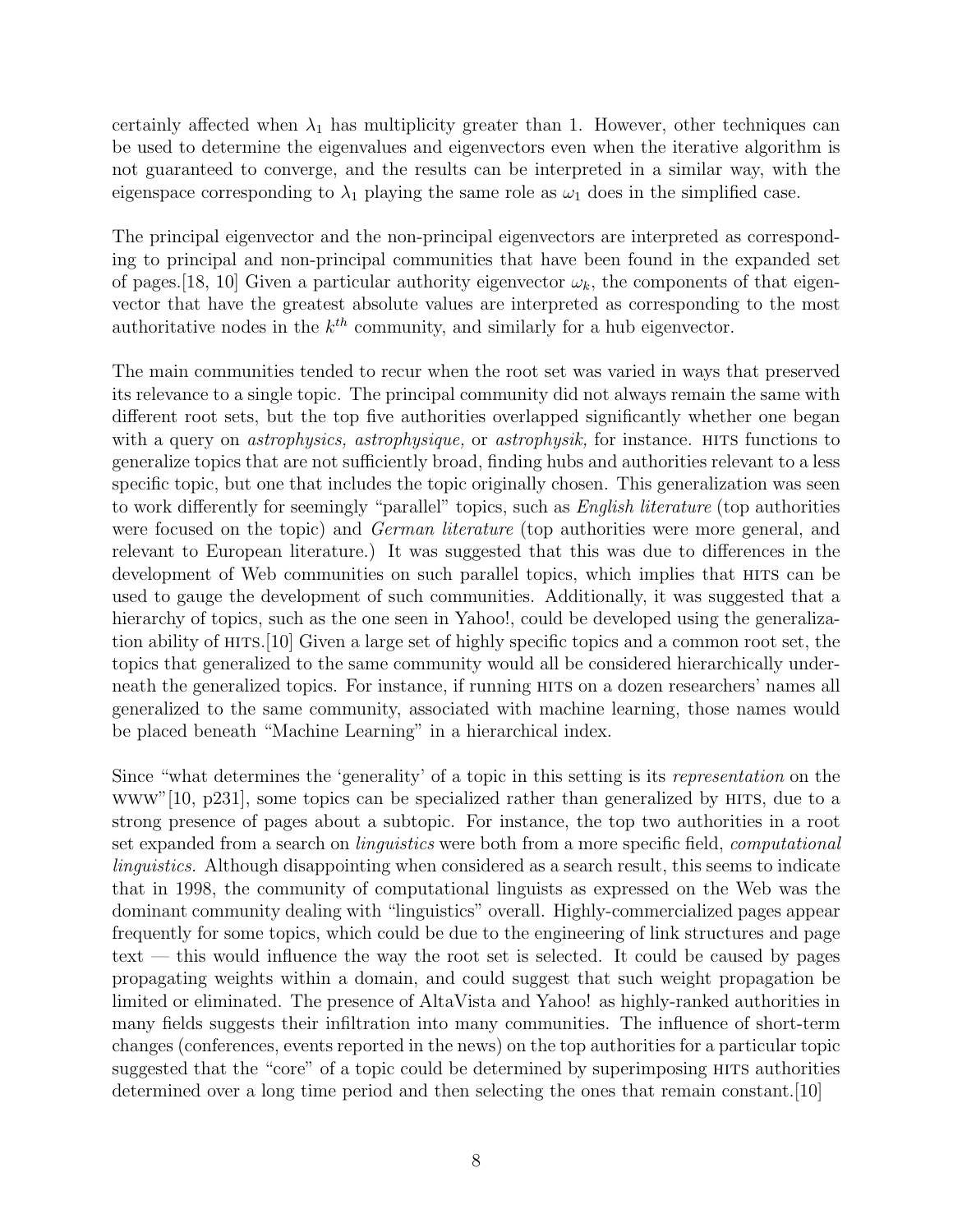certainly affected when $\lambda_1$ has multiplicity greater than 1. However, other techniques can be used to determine the eigenvalues and eigenvectors even when the iterative algorithm is not guaranteed to converge, and the results can be interpreted in a similar way, with the eigenspace corresponding to $\lambda_1$ playing the same role as $\omega_1$ does in the simplified case.

The principal eigenvector and the non-principal eigenvectors are interpreted as corresponding to principal and non-principal communities that have been found in the expanded set of pages.[18, 10] Given a particular authority eigenvector $\omega_k$, the components of that eigenvector that have the greatest absolute values are interpreted as corresponding to the most authoritative nodes in the $k^{th}$ community, and similarly for a hub eigenvector.

The main communities tended to recur when the root set was varied in ways that preserved its relevance to a single topic. The principal community did not always remain the same with different root sets, but the top five authorities overlapped significantly whether one began with a query on *astrophysics, astrophysique,* or *astrophysik,* for instance. HITS functions to generalize topics that are not sufficiently broad, finding hubs and authorities relevant to a less specific topic, but one that includes the topic originally chosen. This generalization was seen to work differently for seemingly "parallel" topics, such as *English literature* (top authorities were focused on the topic) and *German literature* (top authorities were more general, and relevant to European literature.) It was suggested that this was due to differences in the development of Web communities on such parallel topics, which implies that HITS can be used to gauge the development of such communities. Additionally, it was suggested that a hierarchy of topics, such as the one seen in Yahoo!, could be developed using the generalization ability of HITS.[10] Given a large set of highly specific topics and a common root set, the topics that generalized to the same community would all be considered hierarchically underneath the generalized topics. For instance, if running HITS on a dozen researchers' names all generalized to the same community, associated with machine learning, those names would be placed beneath "Machine Learning" in a hierarchical index.

Since "what determines the 'generality' of a topic in this setting is its *representation* on the WWW"[10, p231], some topics can be specialized rather than generalized by HITS, due to a strong presence of pages about a subtopic. For instance, the top two authorities in a root set expanded from a search on *linguistics* were both from a more specific field, *computational linguistics.* Although disappointing when considered as a search result, this seems to indicate that in 1998, the community of computational linguists as expressed on the Web was the dominant community dealing with "linguistics" overall. Highly-commercialized pages appear frequently for some topics, which could be due to the engineering of link structures and page text — this would influence the way the root set is selected. It could be caused by pages propagating weights within a domain, and could suggest that such weight propagation be limited or eliminated. The presence of AltaVista and Yahoo! as highly-ranked authorities in many fields suggests their infiltration into many communities. The influence of short-term changes (conferences, events reported in the news) on the top authorities for a particular topic suggested that the "core" of a topic could be determined by superimposing HITS authorities determined over a long time period and then selecting the ones that remain constant.[10]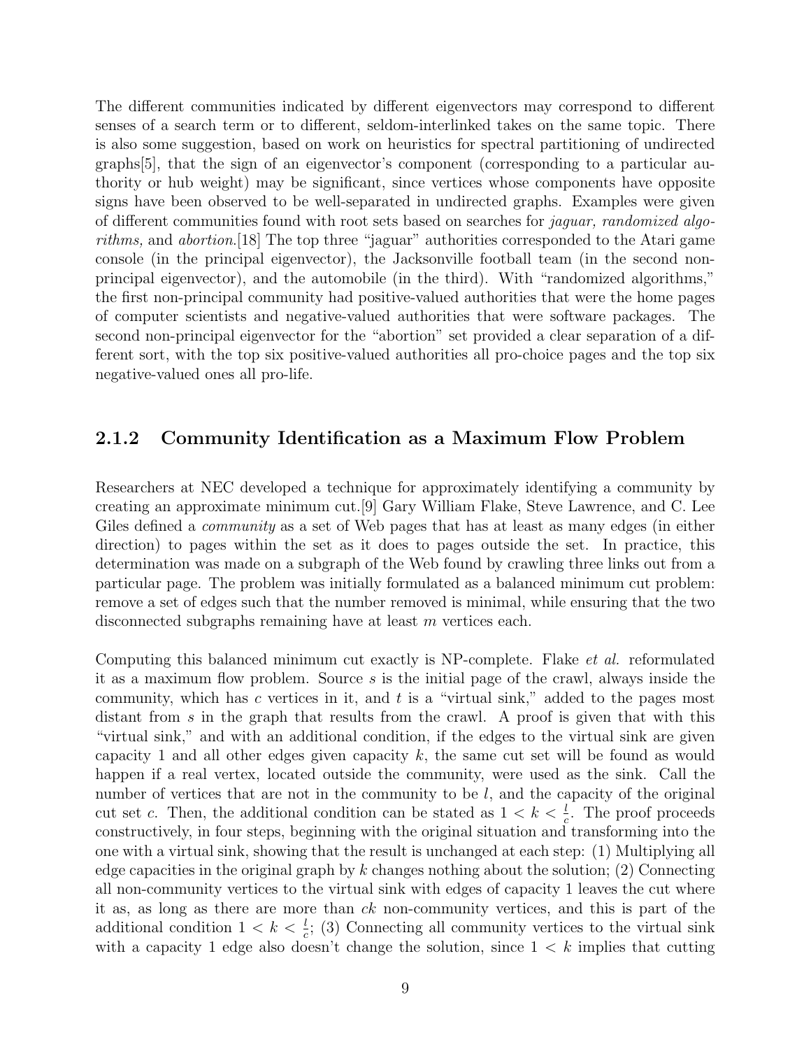The different communities indicated by different eigenvectors may correspond to different senses of a search term or to different, seldom-interlinked takes on the same topic. There is also some suggestion, based on work on heuristics for spectral partitioning of undirected graphs[5], that the sign of an eigenvector's component (corresponding to a particular authority or hub weight) may be significant, since vertices whose components have opposite signs have been observed to be well-separated in undirected graphs. Examples were given of different communities found with root sets based on searches for *jaguar, randomized algorithms,* and *abortion*.[18] The top three "jaguar" authorities corresponded to the Atari game console (in the principal eigenvector), the Jacksonville football team (in the second non-principal eigenvector), and the automobile (in the third). With "randomized algorithms," the first non-principal community had positive-valued authorities that were the home pages of computer scientists and negative-valued authorities that were software packages. The second non-principal eigenvector for the "abortion" set provided a clear separation of a different sort, with the top six positive-valued authorities all pro-choice pages and the top six negative-valued ones all pro-life.

### 2.1.2 Community Identification as a Maximum Flow Problem

Researchers at NEC developed a technique for approximately identifying a community by creating an approximate minimum cut.[9] Gary William Flake, Steve Lawrence, and C. Lee Giles defined a *community* as a set of Web pages that has at least as many edges (in either direction) to pages within the set as it does to pages outside the set. In practice, this determination was made on a subgraph of the Web found by crawling three links out from a particular page. The problem was initially formulated as a balanced minimum cut problem: remove a set of edges such that the number removed is minimal, while ensuring that the two disconnected subgraphs remaining have at least $m$ vertices each.

Computing this balanced minimum cut exactly is NP-complete. Flake *et al.* reformulated it as a maximum flow problem. Source $s$ is the initial page of the crawl, always inside the community, which has $c$ vertices in it, and $t$ is a "virtual sink," added to the pages most distant from $s$ in the graph that results from the crawl. A proof is given that with this "virtual sink," and with an additional condition, if the edges to the virtual sink are given capacity 1 and all other edges given capacity $k$, the same cut set will be found as would happen if a real vertex, located outside the community, were used as the sink. Call the number of vertices that are not in the community to be $l$, and the capacity of the original cut set $c$. Then, the additional condition can be stated as $1 < k < \frac{l}{c}$. The proof proceeds constructively, in four steps, beginning with the original situation and transforming into the one with a virtual sink, showing that the result is unchanged at each step: (1) Multiplying all edge capacities in the original graph by $k$ changes nothing about the solution; (2) Connecting all non-community vertices to the virtual sink with edges of capacity 1 leaves the cut where it as, as long as there are more than $ck$ non-community vertices, and this is part of the additional condition $1 < k < \frac{l}{c}$; (3) Connecting all community vertices to the virtual sink with a capacity 1 edge also doesn't change the solution, since $1 < k$ implies that cutting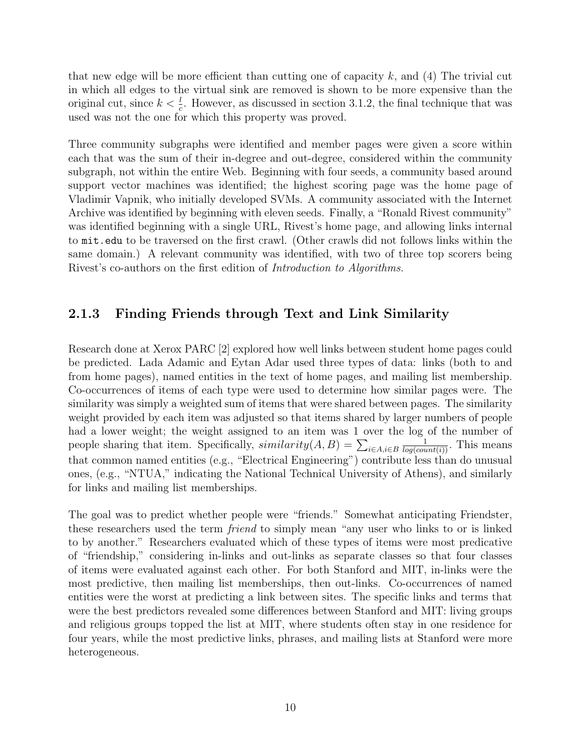that new edge will be more efficient than cutting one of capacity $k$, and (4) The trivial cut in which all edges to the virtual sink are removed is shown to be more expensive than the original cut, since $k < \frac{l}{c}$. However, as discussed in section 3.1.2, the final technique that was used was not the one for which this property was proved.

Three community subgraphs were identified and member pages were given a score within each that was the sum of their in-degree and out-degree, considered within the community subgraph, not within the entire Web. Beginning with four seeds, a community based around support vector machines was identified; the highest scoring page was the home page of Vladimir Vapnik, who initially developed SVMs. A community associated with the Internet Archive was identified by beginning with eleven seeds. Finally, a "Ronald Rivest community" was identified beginning with a single URL, Rivest's home page, and allowing links internal to `mit.edu` to be traversed on the first crawl. (Other crawls did not follows links within the same domain.) A relevant community was identified, with two of three top scorers being Rivest's co-authors on the first edition of *Introduction to Algorithms*.

### 2.1.3 Finding Friends through Text and Link Similarity

Research done at Xerox PARC [2] explored how well links between student home pages could be predicted. Lada Adamic and Eytan Adar used three types of data: links (both to and from home pages), named entities in the text of home pages, and mailing list membership. Co-occurrences of items of each type were used to determine how similar pages were. The similarity was simply a weighted sum of items that were shared between pages. The similarity weight provided by each item was adjusted so that items shared by larger numbers of people had a lower weight; the weight assigned to an item was 1 over the log of the number of people sharing that item. Specifically, $similarity(A, B) = \sum_{i \in A, i \in B} \frac{1}{log(count(i))}$. This means that common named entities (e.g., "Electrical Engineering") contribute less than do unusual ones, (e.g., "NTUA," indicating the National Technical University of Athens), and similarly for links and mailing list memberships.

The goal was to predict whether people were "friends." Somewhat anticipating Friendster, these researchers used the term *friend* to simply mean "any user who links to or is linked to by another." Researchers evaluated which of these types of items were most predicative of "friendship," considering in-links and out-links as separate classes so that four classes of items were evaluated against each other. For both Stanford and MIT, in-links were the most predictive, then mailing list memberships, then out-links. Co-occurrences of named entities were the worst at predicting a link between sites. The specific links and terms that were the best predictors revealed some differences between Stanford and MIT: living groups and religious groups topped the list at MIT, where students often stay in one residence for four years, while the most predictive links, phrases, and mailing lists at Stanford were more heterogeneous.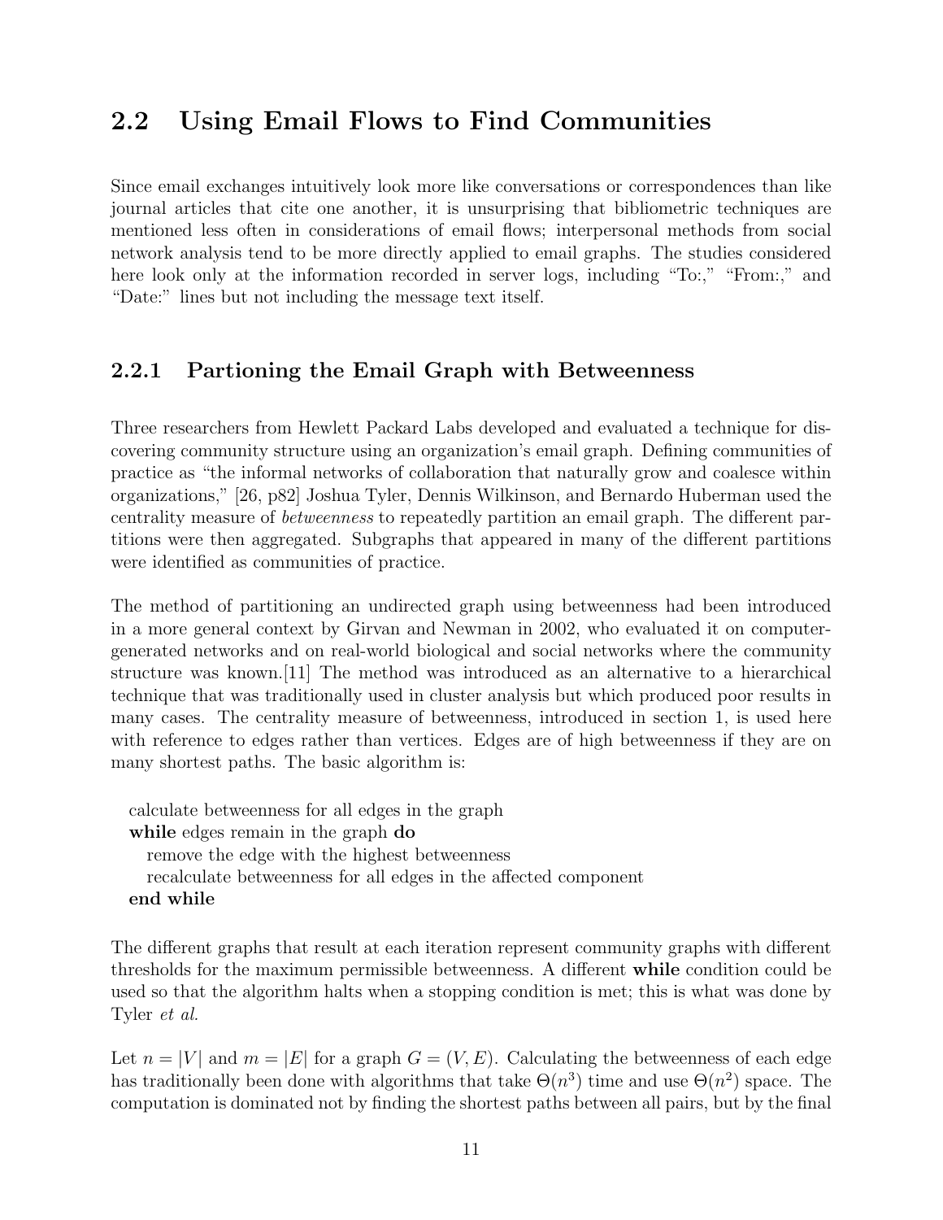## 2.2 Using Email Flows to Find Communities

Since email exchanges intuitively look more like conversations or correspondences than like journal articles that cite one another, it is unsurprising that bibliometric techniques are mentioned less often in considerations of email flows; interpersonal methods from social network analysis tend to be more directly applied to email graphs. The studies considered here look only at the information recorded in server logs, including "To:," "From:," and "Date:" lines but not including the message text itself.

### 2.2.1 Partioning the Email Graph with Betweenness

Three researchers from Hewlett Packard Labs developed and evaluated a technique for discovering community structure using an organization's email graph. Defining communities of practice as "the informal networks of collaboration that naturally grow and coalesce within organizations," [26, p82] Joshua Tyler, Dennis Wilkinson, and Bernardo Huberman used the centrality measure of *betweenness* to repeatedly partition an email graph. The different partitions were then aggregated. Subgraphs that appeared in many of the different partitions were identified as communities of practice.

The method of partitioning an undirected graph using betweenness had been introduced in a more general context by Girvan and Newman in 2002, who evaluated it on computer-generated networks and on real-world biological and social networks where the community structure was known.[11] The method was introduced as an alternative to a hierarchical technique that was traditionally used in cluster analysis but which produced poor results in many cases. The centrality measure of betweenness, introduced in section 1, is used here with reference to edges rather than vertices. Edges are of high betweenness if they are on many shortest paths. The basic algorithm is:

```
calculate betweenness for all edges in the graph
while edges remain in the graph do
   remove the edge with the highest betweenness
   recalculate betweenness for all edges in the affected component
end while
```

The different graphs that result at each iteration represent community graphs with different thresholds for the maximum permissible betweenness. A different **while** condition could be used so that the algorithm halts when a stopping condition is met; this is what was done by Tyler *et al.*

Let $n = |V|$ and $m = |E|$ for a graph $G = (V, E)$. Calculating the betweenness of each edge has traditionally been done with algorithms that take $\Theta(n^3)$ time and use $\Theta(n^2)$ space. The computation is dominated not by finding the shortest paths between all pairs, but by the final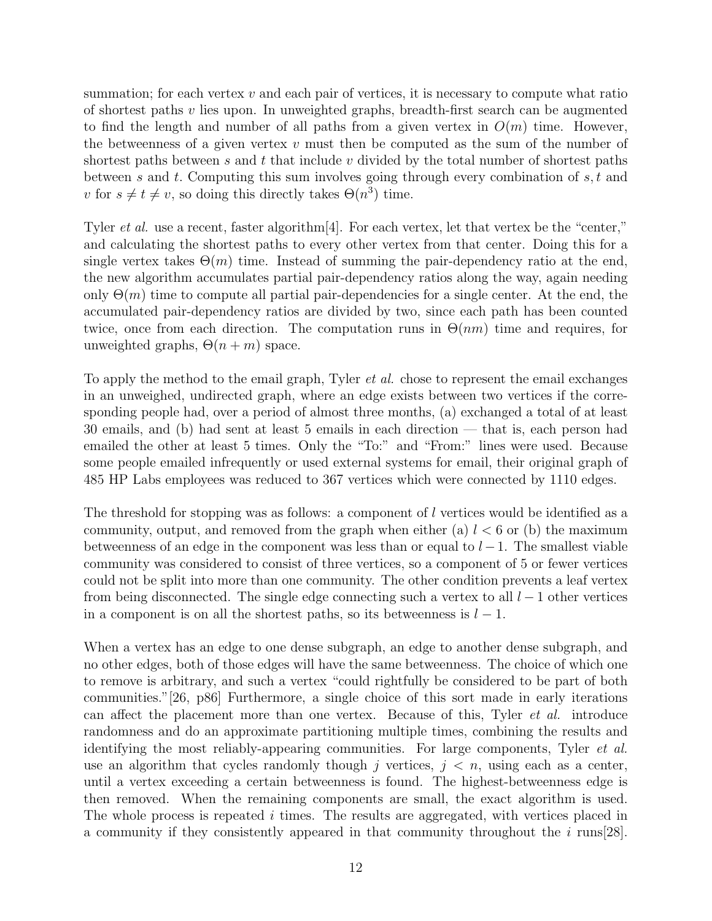summation; for each vertex $v$ and each pair of vertices, it is necessary to compute what ratio of shortest paths $v$ lies upon. In unweighted graphs, breadth-first search can be augmented to find the length and number of all paths from a given vertex in $O(m)$ time. However, the betweenness of a given vertex $v$ must then be computed as the sum of the number of shortest paths between $s$ and $t$ that include $v$ divided by the total number of shortest paths between $s$ and $t$. Computing this sum involves going through every combination of $s, t$ and $v$ for $s \neq t \neq v$, so doing this directly takes $\Theta(n^3)$ time.

Tyler *et al.* use a recent, faster algorithm[4]. For each vertex, let that vertex be the "center," and calculating the shortest paths to every other vertex from that center. Doing this for a single vertex takes $\Theta(m)$ time. Instead of summing the pair-dependency ratio at the end, the new algorithm accumulates partial pair-dependency ratios along the way, again needing only $\Theta(m)$ time to compute all partial pair-dependencies for a single center. At the end, the accumulated pair-dependency ratios are divided by two, since each path has been counted twice, once from each direction. The computation runs in $\Theta(nm)$ time and requires, for unweighted graphs, $\Theta(n + m)$ space.

To apply the method to the email graph, Tyler *et al.* chose to represent the email exchanges in an unweighed, undirected graph, where an edge exists between two vertices if the corresponding people had, over a period of almost three months, (a) exchanged a total of at least 30 emails, and (b) had sent at least 5 emails in each direction — that is, each person had emailed the other at least 5 times. Only the "To:" and "From:" lines were used. Because some people emailed infrequently or used external systems for email, their original graph of 485 HP Labs employees was reduced to 367 vertices which were connected by 1110 edges.

The threshold for stopping was as follows: a component of $l$ vertices would be identified as a community, output, and removed from the graph when either (a) $l < 6$ or (b) the maximum betweenness of an edge in the component was less than or equal to $l - 1$. The smallest viable community was considered to consist of three vertices, so a component of 5 or fewer vertices could not be split into more than one community. The other condition prevents a leaf vertex from being disconnected. The single edge connecting such a vertex to all $l - 1$ other vertices in a component is on all the shortest paths, so its betweenness is $l - 1$.

When a vertex has an edge to one dense subgraph, an edge to another dense subgraph, and no other edges, both of those edges will have the same betweenness. The choice of which one to remove is arbitrary, and such a vertex "could rightfully be considered to be part of both communities."[26, p86] Furthermore, a single choice of this sort made in early iterations can affect the placement more than one vertex. Because of this, Tyler *et al.* introduce randomness and do an approximate partitioning multiple times, combining the results and identifying the most reliably-appearing communities. For large components, Tyler *et al.* use an algorithm that cycles randomly though $j$ vertices, $j < n$, using each as a center, until a vertex exceeding a certain betweenness is found. The highest-betweenness edge is then removed. When the remaining components are small, the exact algorithm is used. The whole process is repeated $i$ times. The results are aggregated, with vertices placed in a community if they consistently appeared in that community throughout the $i$ runs[28].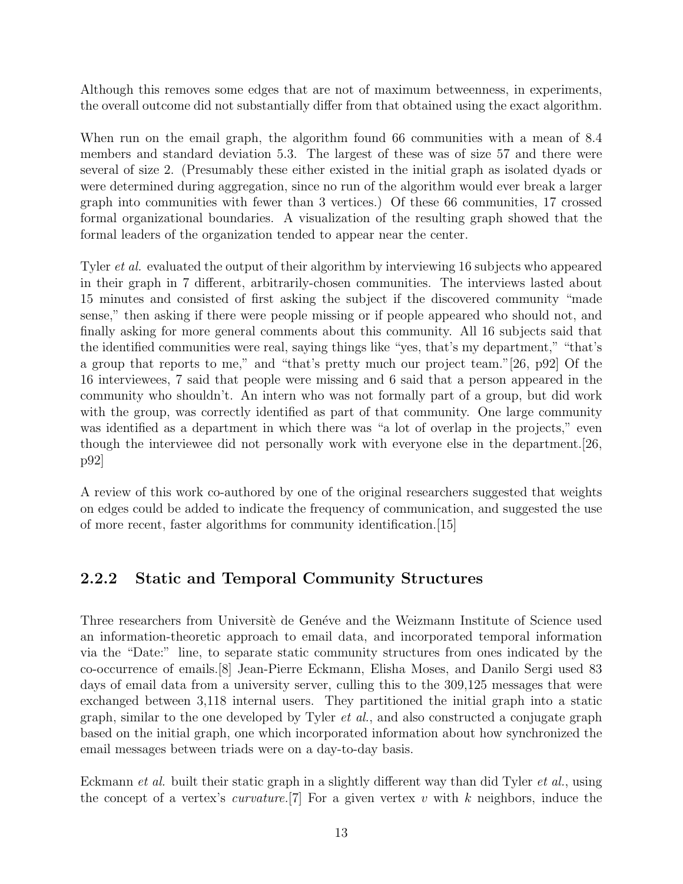Although this removes some edges that are not of maximum betweenness, in experiments, the overall outcome did not substantially differ from that obtained using the exact algorithm.

When run on the email graph, the algorithm found 66 communities with a mean of 8.4 members and standard deviation 5.3. The largest of these was of size 57 and there were several of size 2. (Presumably these either existed in the initial graph as isolated dyads or were determined during aggregation, since no run of the algorithm would ever break a larger graph into communities with fewer than 3 vertices.) Of these 66 communities, 17 crossed formal organizational boundaries. A visualization of the resulting graph showed that the formal leaders of the organization tended to appear near the center.

Tyler *et al.* evaluated the output of their algorithm by interviewing 16 subjects who appeared in their graph in 7 different, arbitrarily-chosen communities. The interviews lasted about 15 minutes and consisted of first asking the subject if the discovered community "made sense," then asking if there were people missing or if people appeared who should not, and finally asking for more general comments about this community. All 16 subjects said that the identified communities were real, saying things like "yes, that's my department," "that's a group that reports to me," and "that's pretty much our project team."[26, p92] Of the 16 interviewees, 7 said that people were missing and 6 said that a person appeared in the community who shouldn't. An intern who was not formally part of a group, but did work with the group, was correctly identified as part of that community. One large community was identified as a department in which there was "a lot of overlap in the projects," even though the interviewee did not personally work with everyone else in the department.[26, p92]

A review of this work co-authored by one of the original researchers suggested that weights on edges could be added to indicate the frequency of communication, and suggested the use of more recent, faster algorithms for community identification.[15]

### 2.2.2 Static and Temporal Community Structures

Three researchers from Universitè de Genéve and the Weizmann Institute of Science used an information-theoretic approach to email data, and incorporated temporal information via the "Date:" line, to separate static community structures from ones indicated by the co-occurrence of emails.[8] Jean-Pierre Eckmann, Elisha Moses, and Danilo Sergi used 83 days of email data from a university server, culling this to the 309,125 messages that were exchanged between 3,118 internal users. They partitioned the initial graph into a static graph, similar to the one developed by Tyler *et al.*, and also constructed a conjugate graph based on the initial graph, one which incorporated information about how synchronized the email messages between triads were on a day-to-day basis.

Eckmann *et al.* built their static graph in a slightly different way than did Tyler *et al.*, using the concept of a vertex's *curvature*.[7] For a given vertex $v$ with $k$ neighbors, induce the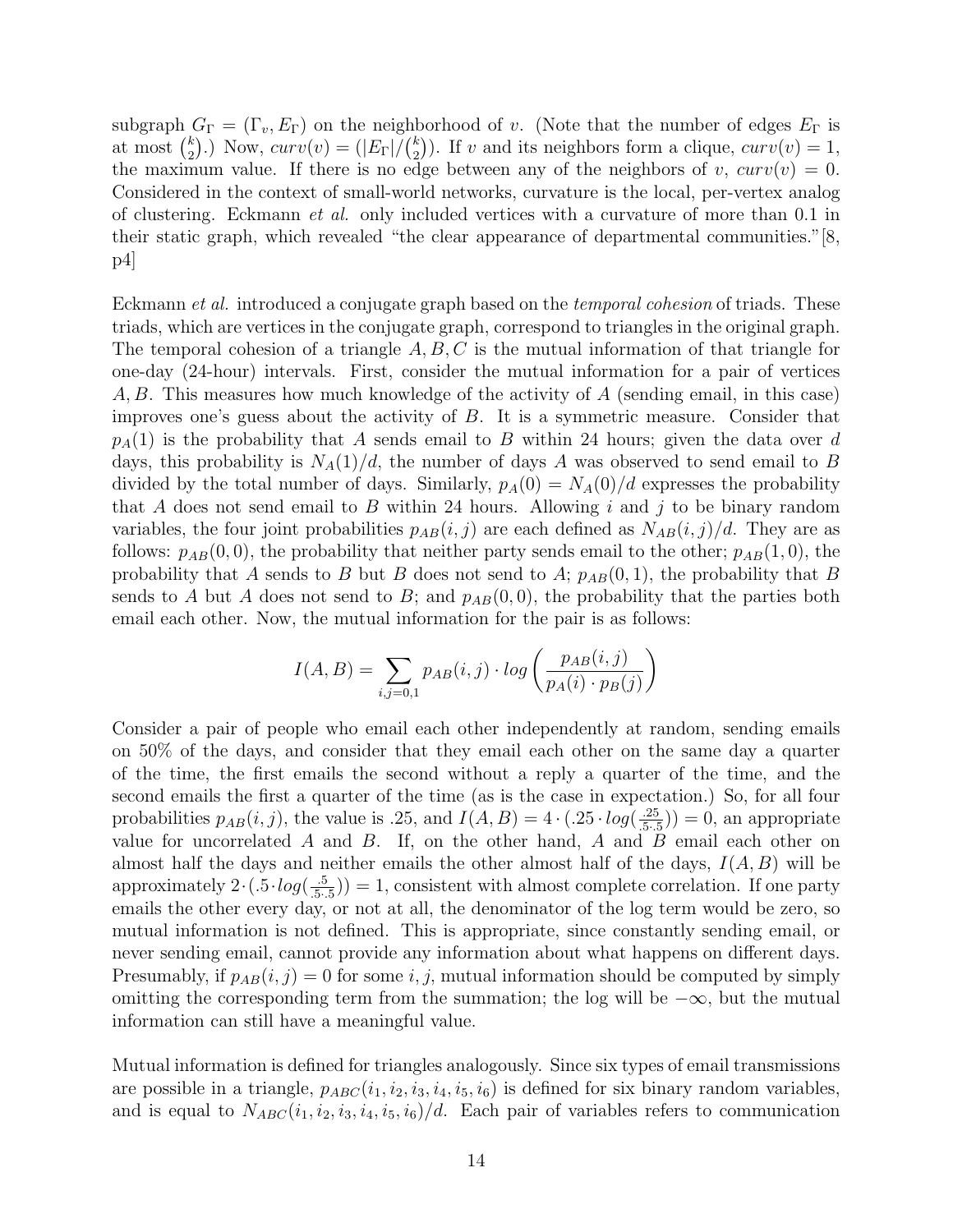subgraph $G_\Gamma = (\Gamma_v, E_\Gamma)$ on the neighborhood of $v$. (Note that the number of edges $E_\Gamma$ is at most $\binom{k}{2}$.) Now, $curv(v) = (|E_\Gamma|/\binom{k}{2})$. If $v$ and its neighbors form a clique, $curv(v) = 1$, the maximum value. If there is no edge between any of the neighbors of $v$, $curv(v) = 0$. Considered in the context of small-world networks, curvature is the local, per-vertex analog of clustering. Eckmann *et al.* only included vertices with a curvature of more than 0.1 in their static graph, which revealed "the clear appearance of departmental communities."[8, p4]

Eckmann *et al.* introduced a conjugate graph based on the *temporal cohesion* of triads. These triads, which are vertices in the conjugate graph, correspond to triangles in the original graph. The temporal cohesion of a triangle $A, B, C$ is the mutual information of that triangle for one-day (24-hour) intervals. First, consider the mutual information for a pair of vertices $A, B$. This measures how much knowledge of the activity of $A$ (sending email, in this case) improves one's guess about the activity of $B$. It is a symmetric measure. Consider that $p_A(1)$ is the probability that $A$ sends email to $B$ within 24 hours; given the data over $d$ days, this probability is $N_A(1)/d$, the number of days $A$ was observed to send email to $B$ divided by the total number of days. Similarly, $p_A(0) = N_A(0)/d$ expresses the probability that $A$ does not send email to $B$ within 24 hours. Allowing $i$ and $j$ to be binary random variables, the four joint probabilities $p_{AB}(i, j)$ are each defined as $N_{AB}(i, j)/d$. They are as follows: $p_{AB}(0, 0)$, the probability that neither party sends email to the other; $p_{AB}(1, 0)$, the probability that $A$ sends to $B$ but $B$ does not send to $A$; $p_{AB}(0, 1)$, the probability that $B$ sends to $A$ but $A$ does not send to $B$; and $p_{AB}(0, 0)$, the probability that the parties both email each other. Now, the mutual information for the pair is as follows:

$$I(A, B) = \sum_{i,j=0,1} p_{AB}(i, j) \cdot log\left(\frac{p_{AB}(i, j)}{p_A(i) \cdot p_B(j)}\right)$$

Consider a pair of people who email each other independently at random, sending emails on 50% of the days, and consider that they email each other on the same day a quarter of the time, the first emails the second without a reply a quarter of the time, and the second emails the first a quarter of the time (as is the case in expectation.) So, for all four probabilities $p_{AB}(i, j)$, the value is .25, and $I(A, B) = 4 \cdot (.25 \cdot log(\frac{.25}{.5 \cdot .5})) = 0$, an appropriate value for uncorrelated $A$ and $B$. If, on the other hand, $A$ and $B$ email each other on almost half the days and neither emails the other almost half of the days, $I(A, B)$ will be approximately $2 \cdot (.5 \cdot log(\frac{.5}{.5 \cdot .5})) = 1$, consistent with almost complete correlation. If one party emails the other every day, or not at all, the denominator of the log term would be zero, so mutual information is not defined. This is appropriate, since constantly sending email, or never sending email, cannot provide any information about what happens on different days. Presumably, if $p_{AB}(i, j) = 0$ for some $i, j$, mutual information should be computed by simply omitting the corresponding term from the summation; the log will be $-\infty$, but the mutual information can still have a meaningful value.

Mutual information is defined for triangles analogously. Since six types of email transmissions are possible in a triangle, $p_{ABC}(i_1, i_2, i_3, i_4, i_5, i_6)$ is defined for six binary random variables, and is equal to $N_{ABC}(i_1, i_2, i_3, i_4, i_5, i_6)/d$. Each pair of variables refers to communication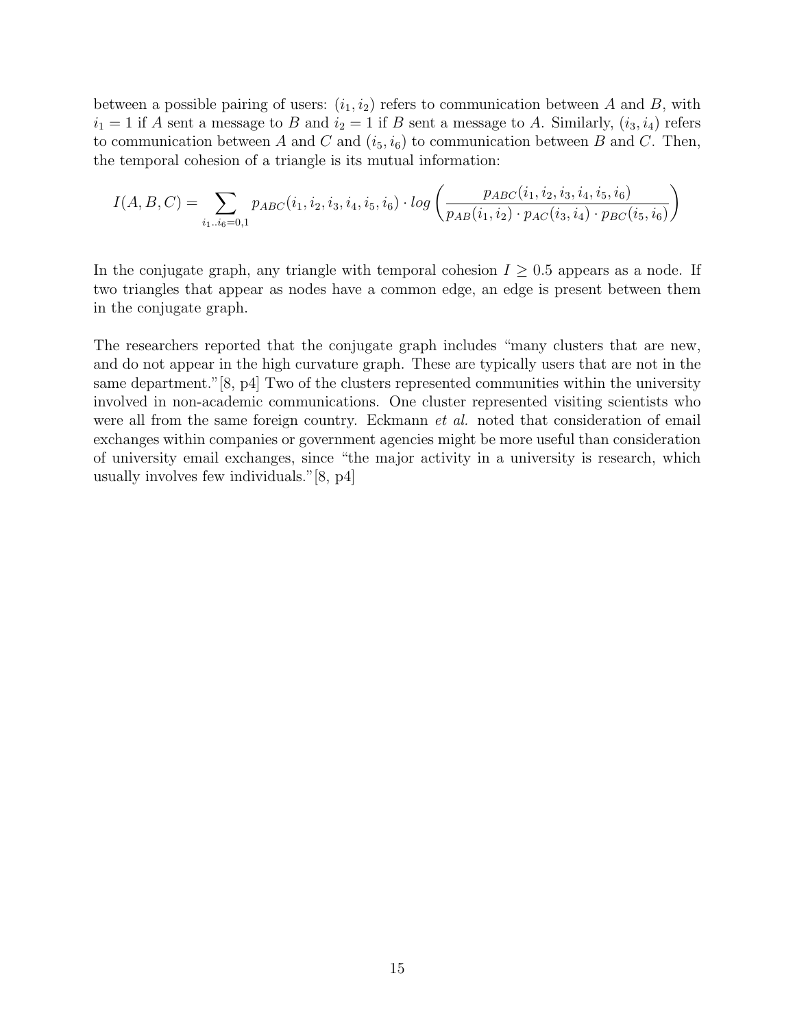between a possible pairing of users: $(i_1, i_2)$ refers to communication between $A$ and $B$, with $i_1 = 1$ if $A$ sent a message to $B$ and $i_2 = 1$ if $B$ sent a message to $A$. Similarly, $(i_3, i_4)$ refers to communication between $A$ and $C$ and $(i_5, i_6)$ to communication between $B$ and $C$. Then, the temporal cohesion of a triangle is its mutual information:

$$I(A, B, C) = \sum_{i_1..i_6=0,1} p_{ABC}(i_1, i_2, i_3, i_4, i_5, i_6) \cdot log\left(\frac{p_{ABC}(i_1, i_2, i_3, i_4, i_5, i_6)}{p_{AB}(i_1, i_2) \cdot p_{AC}(i_3, i_4) \cdot p_{BC}(i_5, i_6)}\right)$$

In the conjugate graph, any triangle with temporal cohesion $I \geq 0.5$ appears as a node. If two triangles that appear as nodes have a common edge, an edge is present between them in the conjugate graph.

The researchers reported that the conjugate graph includes "many clusters that are new, and do not appear in the high curvature graph. These are typically users that are not in the same department."[8, p4] Two of the clusters represented communities within the university involved in non-academic communications. One cluster represented visiting scientists who were all from the same foreign country. Eckmann *et al.* noted that consideration of email exchanges within companies or government agencies might be more useful than consideration of university email exchanges, since "the major activity in a university is research, which usually involves few individuals."[8, p4]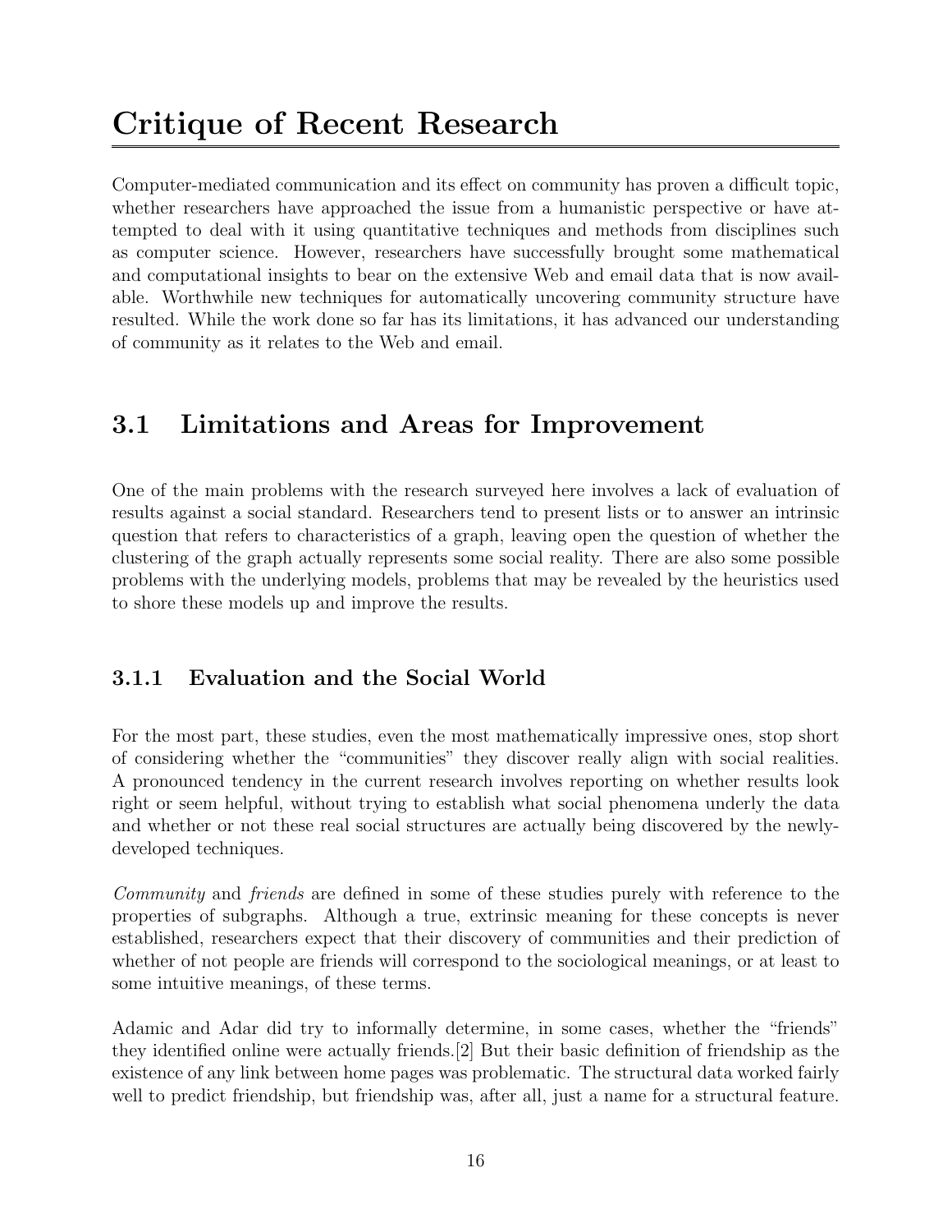# Critique of Recent Research

Computer-mediated communication and its effect on community has proven a difficult topic, whether researchers have approached the issue from a humanistic perspective or have attempted to deal with it using quantitative techniques and methods from disciplines such as computer science. However, researchers have successfully brought some mathematical and computational insights to bear on the extensive Web and email data that is now available. Worthwhile new techniques for automatically uncovering community structure have resulted. While the work done so far has its limitations, it has advanced our understanding of community as it relates to the Web and email.

## 3.1 Limitations and Areas for Improvement

One of the main problems with the research surveyed here involves a lack of evaluation of results against a social standard. Researchers tend to present lists or to answer an intrinsic question that refers to characteristics of a graph, leaving open the question of whether the clustering of the graph actually represents some social reality. There are also some possible problems with the underlying models, problems that may be revealed by the heuristics used to shore these models up and improve the results.

### 3.1.1 Evaluation and the Social World

For the most part, these studies, even the most mathematically impressive ones, stop short of considering whether the "communities" they discover really align with social realities. A pronounced tendency in the current research involves reporting on whether results look right or seem helpful, without trying to establish what social phenomena underly the data and whether or not these real social structures are actually being discovered by the newly-developed techniques.

*Community* and *friends* are defined in some of these studies purely with reference to the properties of subgraphs. Although a true, extrinsic meaning for these concepts is never established, researchers expect that their discovery of communities and their prediction of whether of not people are friends will correspond to the sociological meanings, or at least to some intuitive meanings, of these terms.

Adamic and Adar did try to informally determine, in some cases, whether the "friends" they identified online were actually friends.[2] But their basic definition of friendship as the existence of any link between home pages was problematic. The structural data worked fairly well to predict friendship, but friendship was, after all, just a name for a structural feature.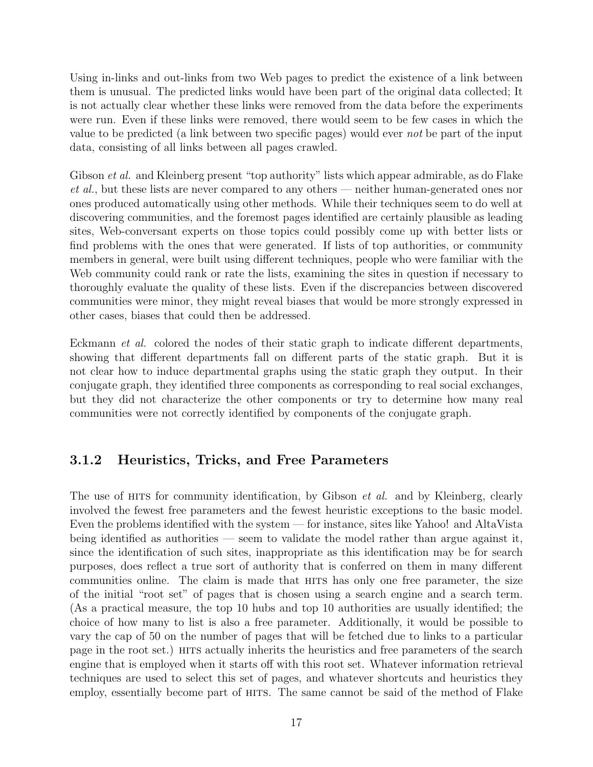Using in-links and out-links from two Web pages to predict the existence of a link between them is unusual. The predicted links would have been part of the original data collected; It is not actually clear whether these links were removed from the data before the experiments were run. Even if these links were removed, there would seem to be few cases in which the value to be predicted (a link between two specific pages) would ever *not* be part of the input data, consisting of all links between all pages crawled.

Gibson *et al.* and Kleinberg present "top authority" lists which appear admirable, as do Flake *et al.*, but these lists are never compared to any others — neither human-generated ones nor ones produced automatically using other methods. While their techniques seem to do well at discovering communities, and the foremost pages identified are certainly plausible as leading sites, Web-conversant experts on those topics could possibly come up with better lists or find problems with the ones that were generated. If lists of top authorities, or community members in general, were built using different techniques, people who were familiar with the Web community could rank or rate the lists, examining the sites in question if necessary to thoroughly evaluate the quality of these lists. Even if the discrepancies between discovered communities were minor, they might reveal biases that would be more strongly expressed in other cases, biases that could then be addressed.

Eckmann *et al.* colored the nodes of their static graph to indicate different departments, showing that different departments fall on different parts of the static graph. But it is not clear how to induce departmental graphs using the static graph they output. In their conjugate graph, they identified three components as corresponding to real social exchanges, but they did not characterize the other components or try to determine how many real communities were not correctly identified by components of the conjugate graph.

### 3.1.2 Heuristics, Tricks, and Free Parameters

The use of HITS for community identification, by Gibson *et al.* and by Kleinberg, clearly involved the fewest free parameters and the fewest heuristic exceptions to the basic model. Even the problems identified with the system — for instance, sites like Yahoo! and AltaVista being identified as authorities — seem to validate the model rather than argue against it, since the identification of such sites, inappropriate as this identification may be for search purposes, does reflect a true sort of authority that is conferred on them in many different communities online. The claim is made that HITS has only one free parameter, the size of the initial "root set" of pages that is chosen using a search engine and a search term. (As a practical measure, the top 10 hubs and top 10 authorities are usually identified; the choice of how many to list is also a free parameter. Additionally, it would be possible to vary the cap of 50 on the number of pages that will be fetched due to links to a particular page in the root set.) HITS actually inherits the heuristics and free parameters of the search engine that is employed when it starts off with this root set. Whatever information retrieval techniques are used to select this set of pages, and whatever shortcuts and heuristics they employ, essentially become part of HITS. The same cannot be said of the method of Flake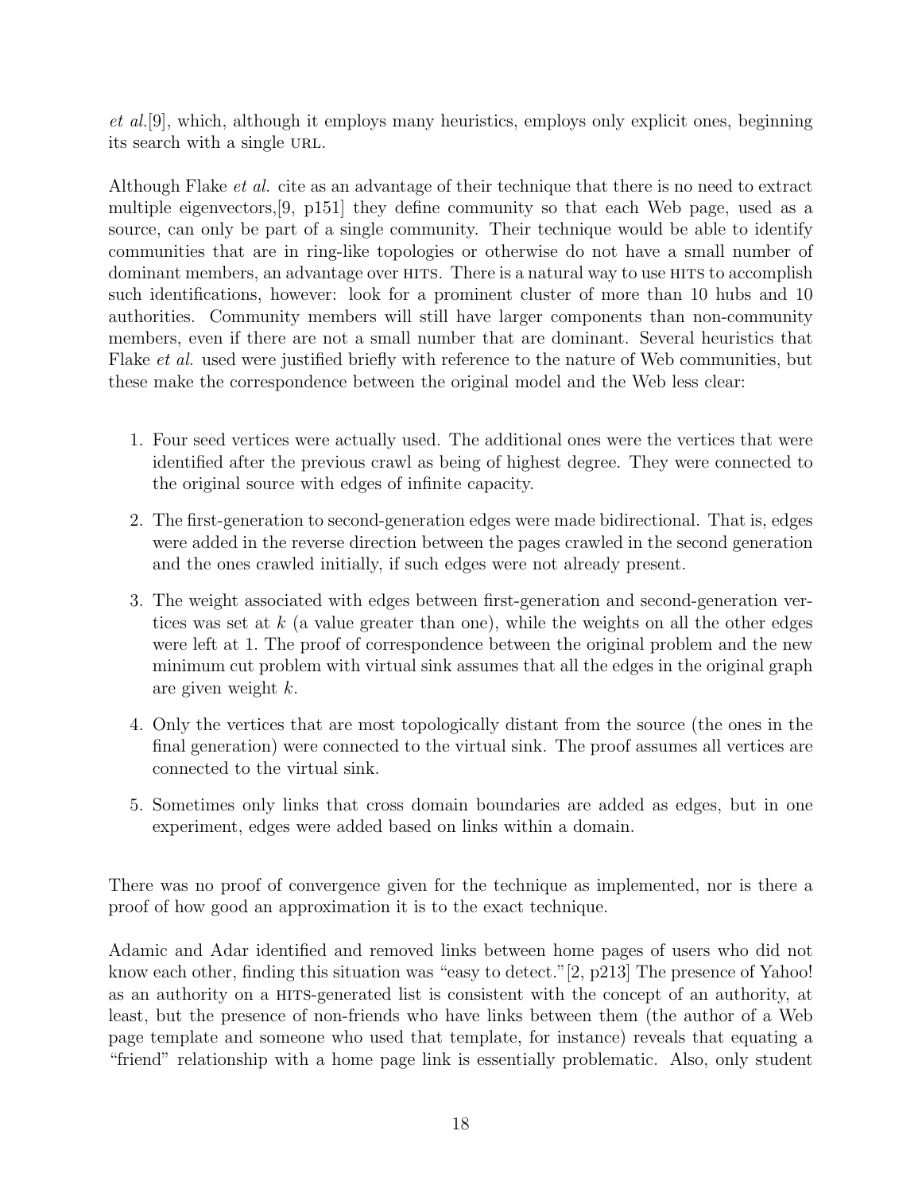*et al.*[9], which, although it employs many heuristics, employs only explicit ones, beginning its search with a single URL.

Although Flake *et al.* cite as an advantage of their technique that there is no need to extract multiple eigenvectors,[9, p151] they define community so that each Web page, used as a source, can only be part of a single community. Their technique would be able to identify communities that are in ring-like topologies or otherwise do not have a small number of dominant members, an advantage over HITS. There is a natural way to use HITS to accomplish such identifications, however: look for a prominent cluster of more than 10 hubs and 10 authorities. Community members will still have larger components than non-community members, even if there are not a small number that are dominant. Several heuristics that Flake *et al.* used were justified briefly with reference to the nature of Web communities, but these make the correspondence between the original model and the Web less clear:

1. Four seed vertices were actually used. The additional ones were the vertices that were identified after the previous crawl as being of highest degree. They were connected to the original source with edges of infinite capacity.
2. The first-generation to second-generation edges were made bidirectional. That is, edges were added in the reverse direction between the pages crawled in the second generation and the ones crawled initially, if such edges were not already present.
3. The weight associated with edges between first-generation and second-generation vertices was set at $k$ (a value greater than one), while the weights on all the other edges were left at 1. The proof of correspondence between the original problem and the new minimum cut problem with virtual sink assumes that all the edges in the original graph are given weight $k$.
4. Only the vertices that are most topologically distant from the source (the ones in the final generation) were connected to the virtual sink. The proof assumes all vertices are connected to the virtual sink.
5. Sometimes only links that cross domain boundaries are added as edges, but in one experiment, edges were added based on links within a domain.

There was no proof of convergence given for the technique as implemented, nor is there a proof of how good an approximation it is to the exact technique.

Adamic and Adar identified and removed links between home pages of users who did not know each other, finding this situation was "easy to detect."[2, p213] The presence of Yahoo! as an authority on a HITS-generated list is consistent with the concept of an authority, at least, but the presence of non-friends who have links between them (the author of a Web page template and someone who used that template, for instance) reveals that equating a "friend" relationship with a home page link is essentially problematic. Also, only student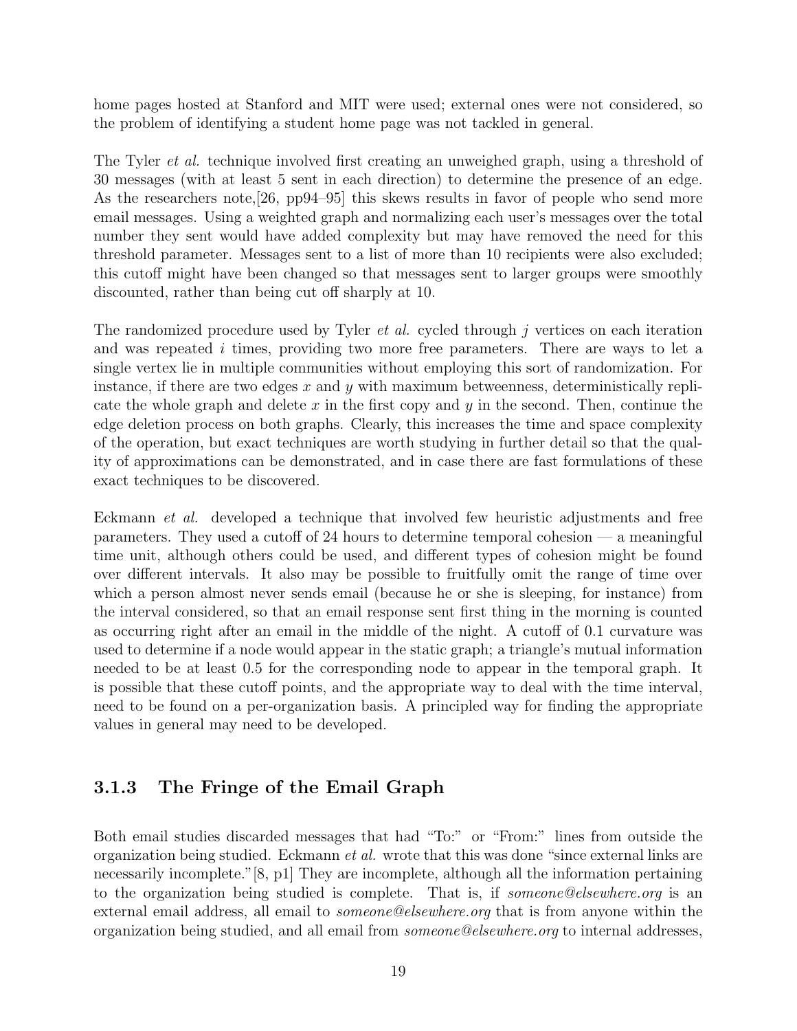home pages hosted at Stanford and MIT were used; external ones were not considered, so the problem of identifying a student home page was not tackled in general.

The Tyler *et al.* technique involved first creating an unweighed graph, using a threshold of 30 messages (with at least 5 sent in each direction) to determine the presence of an edge. As the researchers note,[26, pp94–95] this skews results in favor of people who send more email messages. Using a weighted graph and normalizing each user's messages over the total number they sent would have added complexity but may have removed the need for this threshold parameter. Messages sent to a list of more than 10 recipients were also excluded; this cutoff might have been changed so that messages sent to larger groups were smoothly discounted, rather than being cut off sharply at 10.

The randomized procedure used by Tyler *et al.* cycled through $j$ vertices on each iteration and was repeated $i$ times, providing two more free parameters. There are ways to let a single vertex lie in multiple communities without employing this sort of randomization. For instance, if there are two edges $x$ and $y$ with maximum betweenness, deterministically replicate the whole graph and delete $x$ in the first copy and $y$ in the second. Then, continue the edge deletion process on both graphs. Clearly, this increases the time and space complexity of the operation, but exact techniques are worth studying in further detail so that the quality of approximations can be demonstrated, and in case there are fast formulations of these exact techniques to be discovered.

Eckmann *et al.* developed a technique that involved few heuristic adjustments and free parameters. They used a cutoff of 24 hours to determine temporal cohesion — a meaningful time unit, although others could be used, and different types of cohesion might be found over different intervals. It also may be possible to fruitfully omit the range of time over which a person almost never sends email (because he or she is sleeping, for instance) from the interval considered, so that an email response sent first thing in the morning is counted as occurring right after an email in the middle of the night. A cutoff of 0.1 curvature was used to determine if a node would appear in the static graph; a triangle's mutual information needed to be at least 0.5 for the corresponding node to appear in the temporal graph. It is possible that these cutoff points, and the appropriate way to deal with the time interval, need to be found on a per-organization basis. A principled way for finding the appropriate values in general may need to be developed.

### 3.1.3 The Fringe of the Email Graph

Both email studies discarded messages that had "To:" or "From:" lines from outside the organization being studied. Eckmann *et al.* wrote that this was done "since external links are necessarily incomplete."[8, p1] They are incomplete, although all the information pertaining to the organization being studied is complete. That is, if *someone@elsewhere.org* is an external email address, all email to *someone@elsewhere.org* that is from anyone within the organization being studied, and all email from *someone@elsewhere.org* to internal addresses,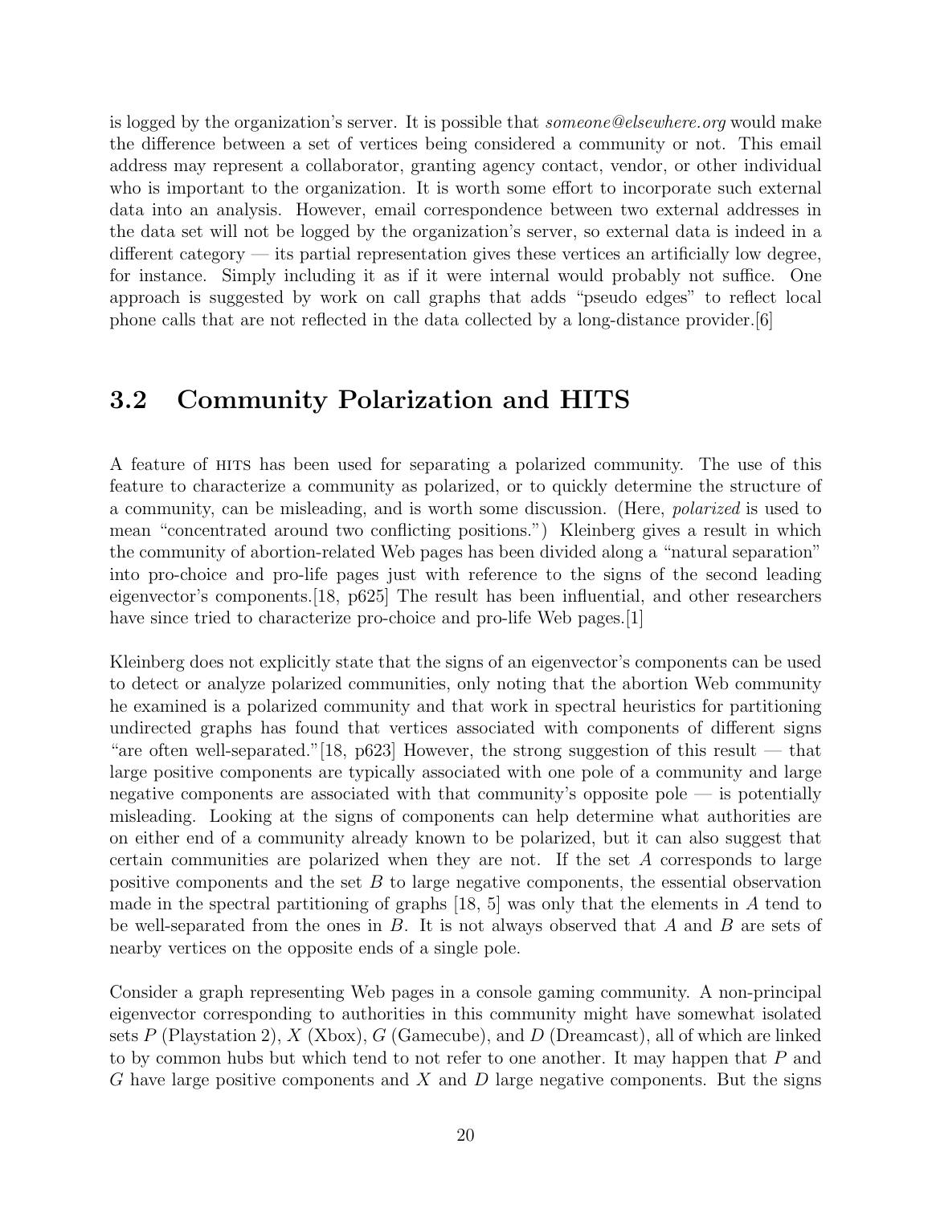is logged by the organization's server. It is possible that *someone@elsewhere.org* would make the difference between a set of vertices being considered a community or not. This email address may represent a collaborator, granting agency contact, vendor, or other individual who is important to the organization. It is worth some effort to incorporate such external data into an analysis. However, email correspondence between two external addresses in the data set will not be logged by the organization's server, so external data is indeed in a different category — its partial representation gives these vertices an artificially low degree, for instance. Simply including it as if it were internal would probably not suffice. One approach is suggested by work on call graphs that adds "pseudo edges" to reflect local phone calls that are not reflected in the data collected by a long-distance provider.[6]

## 3.2 Community Polarization and HITS

A feature of HITS has been used for separating a polarized community. The use of this feature to characterize a community as polarized, or to quickly determine the structure of a community, can be misleading, and is worth some discussion. (Here, *polarized* is used to mean "concentrated around two conflicting positions.") Kleinberg gives a result in which the community of abortion-related Web pages has been divided along a "natural separation" into pro-choice and pro-life pages just with reference to the signs of the second leading eigenvector's components.[18, p625] The result has been influential, and other researchers have since tried to characterize pro-choice and pro-life Web pages.[1]

Kleinberg does not explicitly state that the signs of an eigenvector's components can be used to detect or analyze polarized communities, only noting that the abortion Web community he examined is a polarized community and that work in spectral heuristics for partitioning undirected graphs has found that vertices associated with components of different signs "are often well-separated."[18, p623] However, the strong suggestion of this result — that large positive components are typically associated with one pole of a community and large negative components are associated with that community's opposite pole — is potentially misleading. Looking at the signs of components can help determine what authorities are on either end of a community already known to be polarized, but it can also suggest that certain communities are polarized when they are not. If the set $A$ corresponds to large positive components and the set $B$ to large negative components, the essential observation made in the spectral partitioning of graphs [18, 5] was only that the elements in $A$ tend to be well-separated from the ones in $B$. It is not always observed that $A$ and $B$ are sets of nearby vertices on the opposite ends of a single pole.

Consider a graph representing Web pages in a console gaming community. A non-principal eigenvector corresponding to authorities in this community might have somewhat isolated sets $P$ (Playstation 2), $X$ (Xbox), $G$ (Gamecube), and $D$ (Dreamcast), all of which are linked to by common hubs but which tend to not refer to one another. It may happen that $P$ and $G$ have large positive components and $X$ and $D$ large negative components. But the signs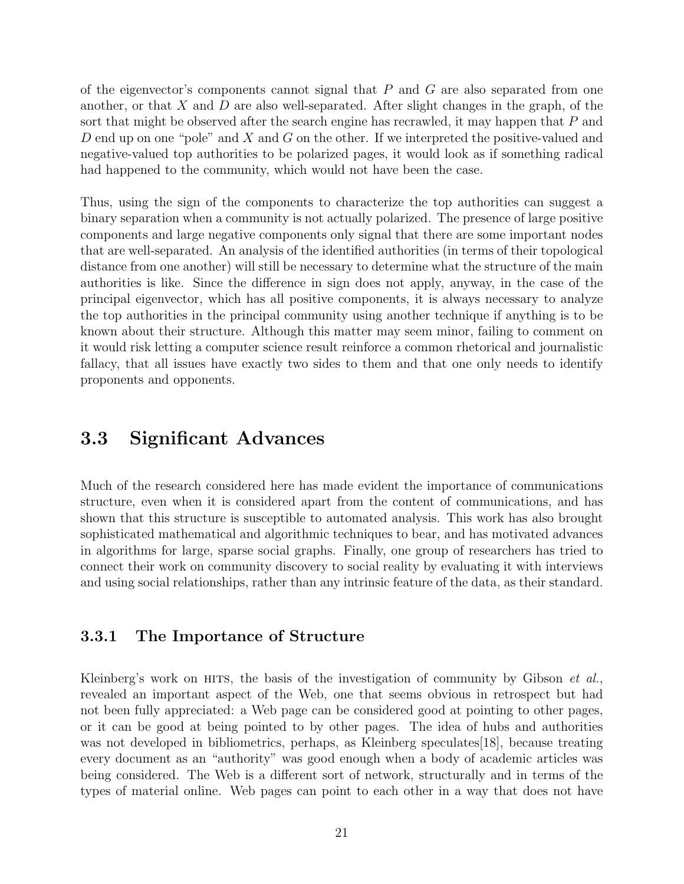of the eigenvector's components cannot signal that $P$ and $G$ are also separated from one another, or that $X$ and $D$ are also well-separated. After slight changes in the graph, of the sort that might be observed after the search engine has recrawled, it may happen that $P$ and $D$ end up on one "pole" and $X$ and $G$ on the other. If we interpreted the positive-valued and negative-valued top authorities to be polarized pages, it would look as if something radical had happened to the community, which would not have been the case.

Thus, using the sign of the components to characterize the top authorities can suggest a binary separation when a community is not actually polarized. The presence of large positive components and large negative components only signal that there are some important nodes that are well-separated. An analysis of the identified authorities (in terms of their topological distance from one another) will still be necessary to determine what the structure of the main authorities is like. Since the difference in sign does not apply, anyway, in the case of the principal eigenvector, which has all positive components, it is always necessary to analyze the top authorities in the principal community using another technique if anything is to be known about their structure. Although this matter may seem minor, failing to comment on it would risk letting a computer science result reinforce a common rhetorical and journalistic fallacy, that all issues have exactly two sides to them and that one only needs to identify proponents and opponents.

## 3.3 Significant Advances

Much of the research considered here has made evident the importance of communications structure, even when it is considered apart from the content of communications, and has shown that this structure is susceptible to automated analysis. This work has also brought sophisticated mathematical and algorithmic techniques to bear, and has motivated advances in algorithms for large, sparse social graphs. Finally, one group of researchers has tried to connect their work on community discovery to social reality by evaluating it with interviews and using social relationships, rather than any intrinsic feature of the data, as their standard.

### 3.3.1 The Importance of Structure

Kleinberg's work on HITS, the basis of the investigation of community by Gibson *et al.*, revealed an important aspect of the Web, one that seems obvious in retrospect but had not been fully appreciated: a Web page can be considered good at pointing to other pages, or it can be good at being pointed to by other pages. The idea of hubs and authorities was not developed in bibliometrics, perhaps, as Kleinberg speculates[18], because treating every document as an "authority" was good enough when a body of academic articles was being considered. The Web is a different sort of network, structurally and in terms of the types of material online. Web pages can point to each other in a way that does not have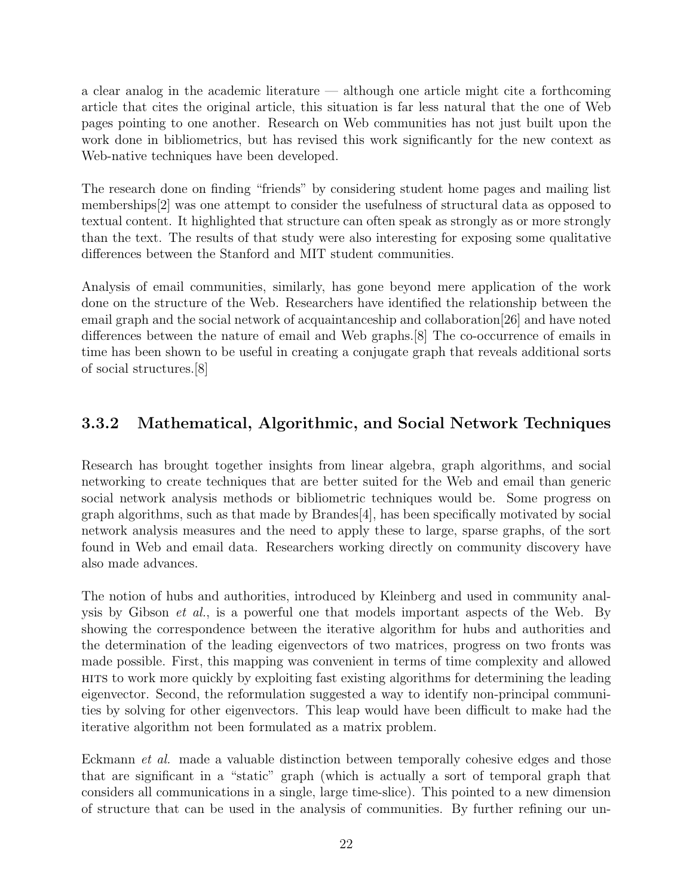a clear analog in the academic literature — although one article might cite a forthcoming article that cites the original article, this situation is far less natural that the one of Web pages pointing to one another. Research on Web communities has not just built upon the work done in bibliometrics, but has revised this work significantly for the new context as Web-native techniques have been developed.

The research done on finding "friends" by considering student home pages and mailing list memberships[2] was one attempt to consider the usefulness of structural data as opposed to textual content. It highlighted that structure can often speak as strongly as or more strongly than the text. The results of that study were also interesting for exposing some qualitative differences between the Stanford and MIT student communities.

Analysis of email communities, similarly, has gone beyond mere application of the work done on the structure of the Web. Researchers have identified the relationship between the email graph and the social network of acquaintanceship and collaboration[26] and have noted differences between the nature of email and Web graphs.[8] The co-occurrence of emails in time has been shown to be useful in creating a conjugate graph that reveals additional sorts of social structures.[8]

### 3.3.2 Mathematical, Algorithmic, and Social Network Techniques

Research has brought together insights from linear algebra, graph algorithms, and social networking to create techniques that are better suited for the Web and email than generic social network analysis methods or bibliometric techniques would be. Some progress on graph algorithms, such as that made by Brandes[4], has been specifically motivated by social network analysis measures and the need to apply these to large, sparse graphs, of the sort found in Web and email data. Researchers working directly on community discovery have also made advances.

The notion of hubs and authorities, introduced by Kleinberg and used in community analysis by Gibson *et al.*, is a powerful one that models important aspects of the Web. By showing the correspondence between the iterative algorithm for hubs and authorities and the determination of the leading eigenvectors of two matrices, progress on two fronts was made possible. First, this mapping was convenient in terms of time complexity and allowed HITS to work more quickly by exploiting fast existing algorithms for determining the leading eigenvector. Second, the reformulation suggested a way to identify non-principal communities by solving for other eigenvectors. This leap would have been difficult to make had the iterative algorithm not been formulated as a matrix problem.

Eckmann *et al.* made a valuable distinction between temporally cohesive edges and those that are significant in a "static" graph (which is actually a sort of temporal graph that considers all communications in a single, large time-slice). This pointed to a new dimension of structure that can be used in the analysis of communities. By further refining our un-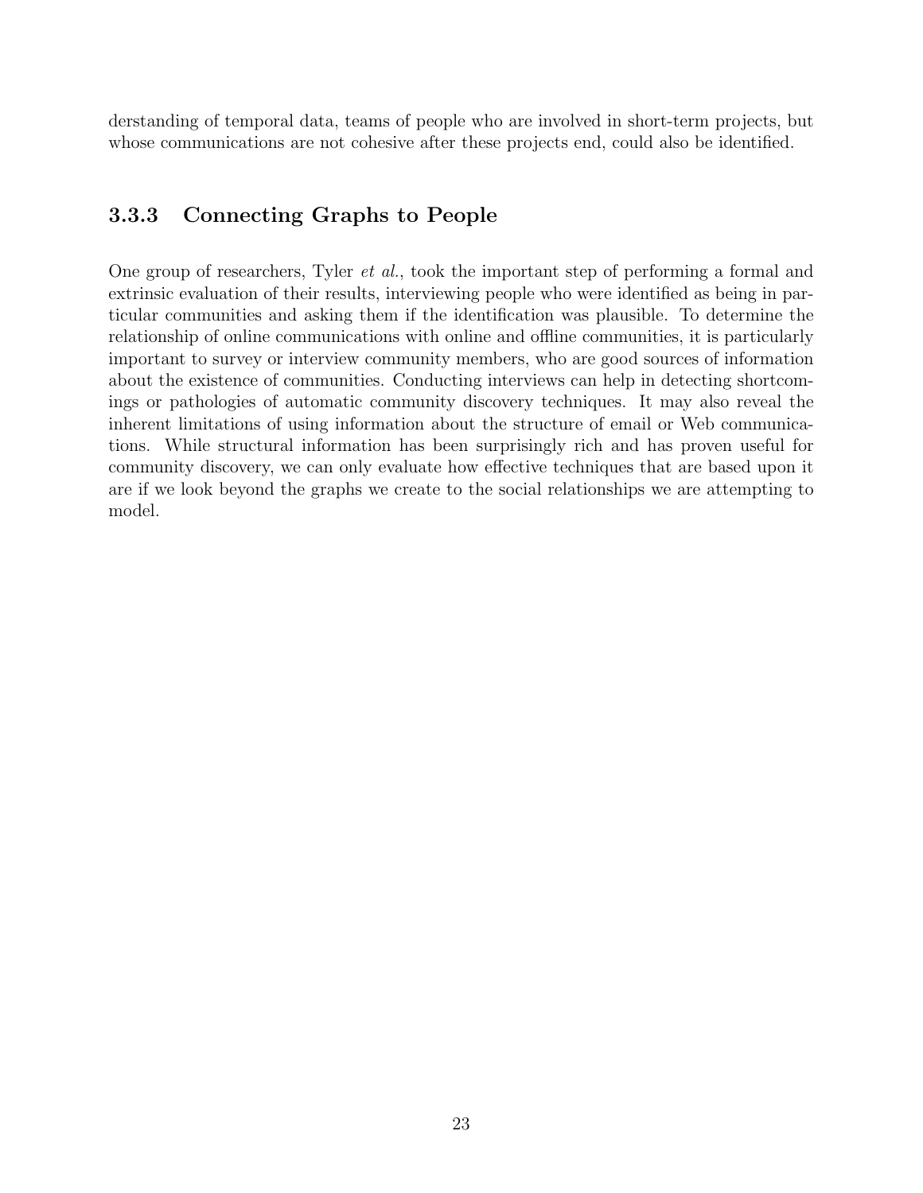derstanding of temporal data, teams of people who are involved in short-term projects, but whose communications are not cohesive after these projects end, could also be identified.

### 3.3.3 Connecting Graphs to People

One group of researchers, Tyler *et al.*, took the important step of performing a formal and extrinsic evaluation of their results, interviewing people who were identified as being in particular communities and asking them if the identification was plausible. To determine the relationship of online communications with online and offline communities, it is particularly important to survey or interview community members, who are good sources of information about the existence of communities. Conducting interviews can help in detecting shortcomings or pathologies of automatic community discovery techniques. It may also reveal the inherent limitations of using information about the structure of email or Web communications. While structural information has been surprisingly rich and has proven useful for community discovery, we can only evaluate how effective techniques that are based upon it are if we look beyond the graphs we create to the social relationships we are attempting to model.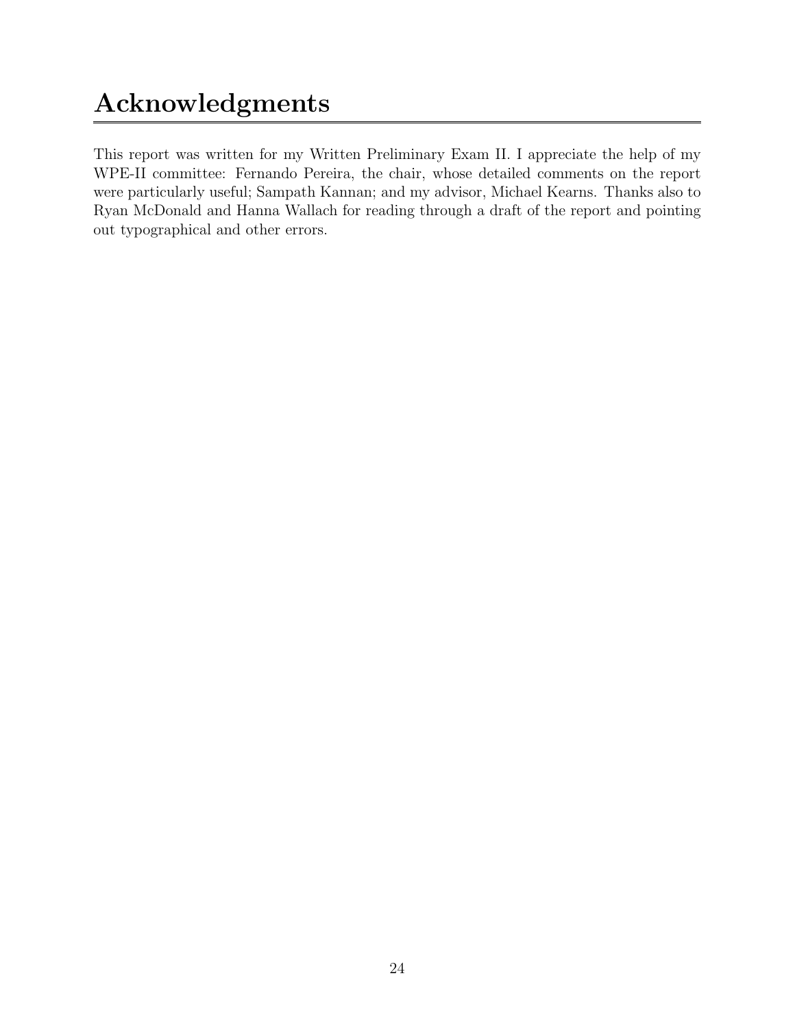# Acknowledgments

This report was written for my Written Preliminary Exam II. I appreciate the help of my WPE-II committee: Fernando Pereira, the chair, whose detailed comments on the report were particularly useful; Sampath Kannan; and my advisor, Michael Kearns. Thanks also to Ryan McDonald and Hanna Wallach for reading through a draft of the report and pointing out typographical and other errors.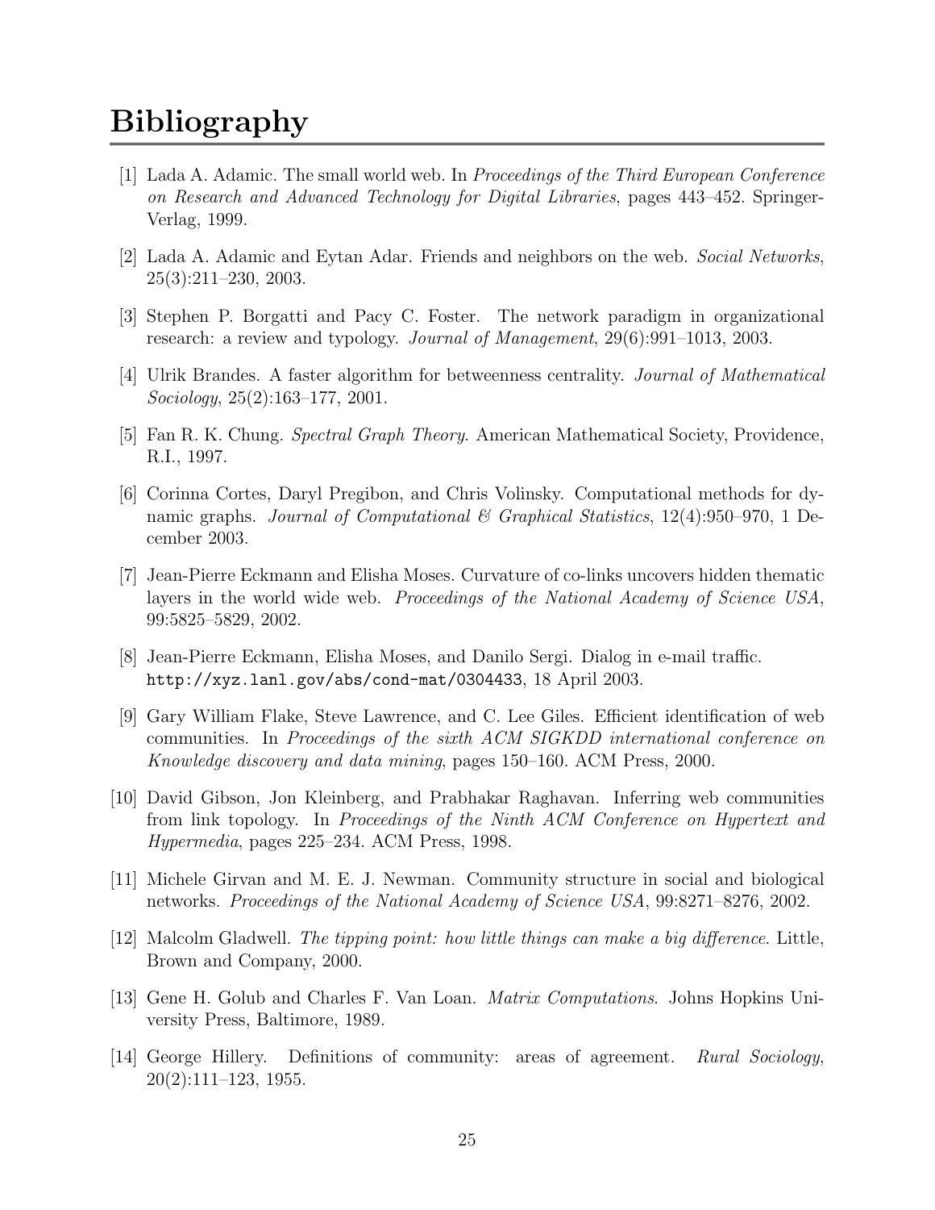# Bibliography

[1] Lada A. Adamic. The small world web. In *Proceedings of the Third European Conference on Research and Advanced Technology for Digital Libraries*, pages 443–452. Springer-Verlag, 1999.

[2] Lada A. Adamic and Eytan Adar. Friends and neighbors on the web. *Social Networks*, 25(3):211–230, 2003.

[3] Stephen P. Borgatti and Pacy C. Foster. The network paradigm in organizational research: a review and typology. *Journal of Management*, 29(6):991–1013, 2003.

[4] Ulrik Brandes. A faster algorithm for betweenness centrality. *Journal of Mathematical Sociology*, 25(2):163–177, 2001.

[5] Fan R. K. Chung. *Spectral Graph Theory*. American Mathematical Society, Providence, R.I., 1997.

[6] Corinna Cortes, Daryl Pregibon, and Chris Volinsky. Computational methods for dynamic graphs. *Journal of Computational & Graphical Statistics*, 12(4):950–970, 1 December 2003.

[7] Jean-Pierre Eckmann and Elisha Moses. Curvature of co-links uncovers hidden thematic layers in the world wide web. *Proceedings of the National Academy of Science USA*, 99:5825–5829, 2002.

[8] Jean-Pierre Eckmann, Elisha Moses, and Danilo Sergi. Dialog in e-mail traffic. `http://xyz.lanl.gov/abs/cond-mat/0304433`, 18 April 2003.

[9] Gary William Flake, Steve Lawrence, and C. Lee Giles. Efficient identification of web communities. In *Proceedings of the sixth ACM SIGKDD international conference on Knowledge discovery and data mining*, pages 150–160. ACM Press, 2000.

[10] David Gibson, Jon Kleinberg, and Prabhakar Raghavan. Inferring web communities from link topology. In *Proceedings of the Ninth ACM Conference on Hypertext and Hypermedia*, pages 225–234. ACM Press, 1998.

[11] Michele Girvan and M. E. J. Newman. Community structure in social and biological networks. *Proceedings of the National Academy of Science USA*, 99:8271–8276, 2002.

[12] Malcolm Gladwell. *The tipping point: how little things can make a big difference*. Little, Brown and Company, 2000.

[13] Gene H. Golub and Charles F. Van Loan. *Matrix Computations*. Johns Hopkins University Press, Baltimore, 1989.

[14] George Hillery. Definitions of community: areas of agreement. *Rural Sociology*, 20(2):111–123, 1955.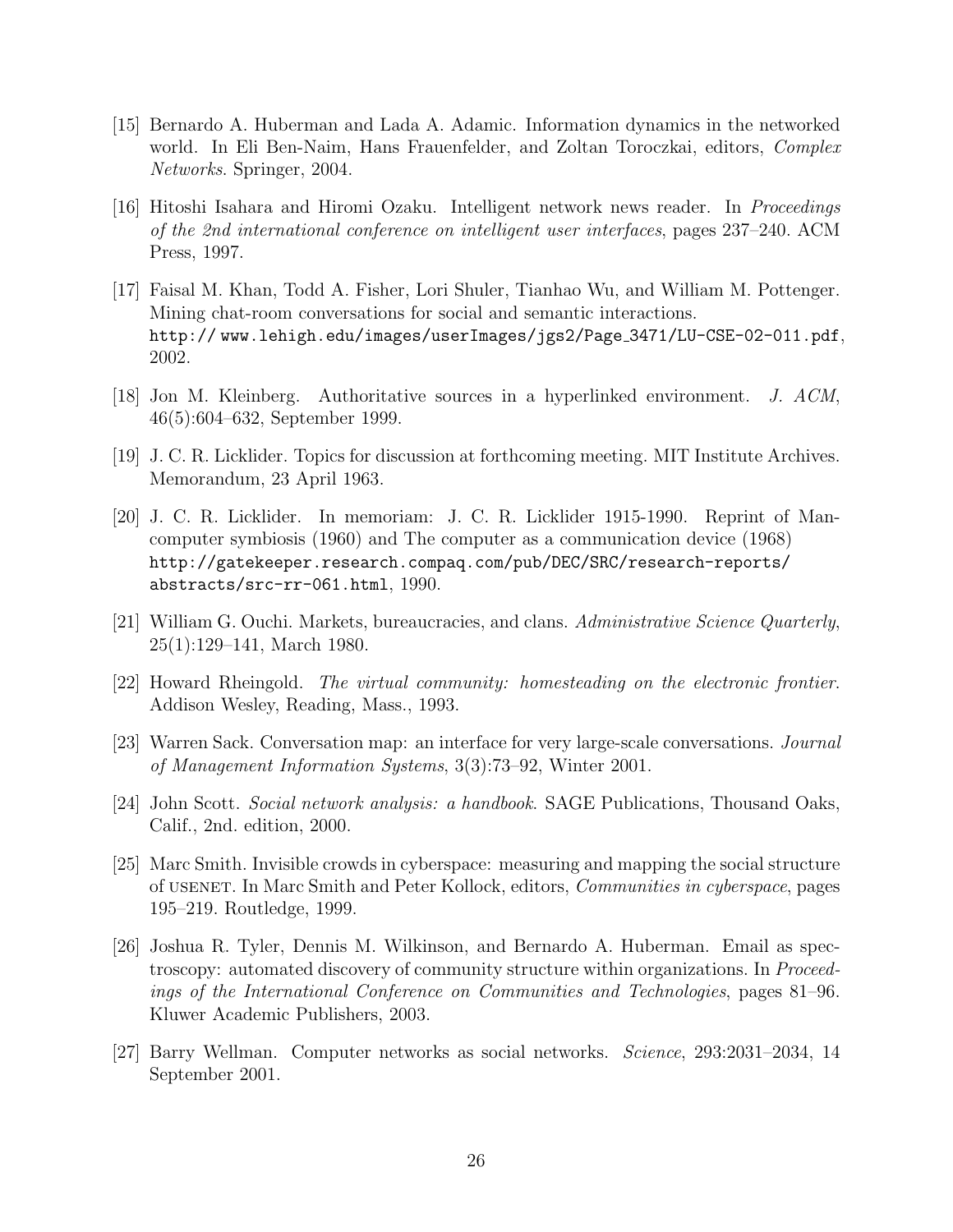[15] Bernardo A. Huberman and Lada A. Adamic. Information dynamics in the networked world. In Eli Ben-Naim, Hans Frauenfelder, and Zoltan Toroczkai, editors, *Complex Networks*. Springer, 2004.

[16] Hitoshi Isahara and Hiromi Ozaku. Intelligent network news reader. In *Proceedings of the 2nd international conference on intelligent user interfaces*, pages 237–240. ACM Press, 1997.

[17] Faisal M. Khan, Todd A. Fisher, Lori Shuler, Tianhao Wu, and William M. Pottenger. Mining chat-room conversations for social and semantic interactions. `http:// www.lehigh.edu/images/userImages/jgs2/Page_3471/LU-CSE-02-011.pdf`, 2002.

[18] Jon M. Kleinberg. Authoritative sources in a hyperlinked environment. *J. ACM*, 46(5):604–632, September 1999.

[19] J. C. R. Licklider. Topics for discussion at forthcoming meeting. MIT Institute Archives. Memorandum, 23 April 1963.

[20] J. C. R. Licklider. In memoriam: J. C. R. Licklider 1915-1990. Reprint of Man-computer symbiosis (1960) and The computer as a communication device (1968) `http://gatekeeper.research.compaq.com/pub/DEC/SRC/research-reports/abstracts/src-rr-061.html`, 1990.

[21] William G. Ouchi. Markets, bureaucracies, and clans. *Administrative Science Quarterly*, 25(1):129–141, March 1980.

[22] Howard Rheingold. *The virtual community: homesteading on the electronic frontier.* Addison Wesley, Reading, Mass., 1993.

[23] Warren Sack. Conversation map: an interface for very large-scale conversations. *Journal of Management Information Systems*, 3(3):73–92, Winter 2001.

[24] John Scott. *Social network analysis: a handbook*. SAGE Publications, Thousand Oaks, Calif., 2nd. edition, 2000.

[25] Marc Smith. Invisible crowds in cyberspace: measuring and mapping the social structure of USENET. In Marc Smith and Peter Kollock, editors, *Communities in cyberspace*, pages 195–219. Routledge, 1999.

[26] Joshua R. Tyler, Dennis M. Wilkinson, and Bernardo A. Huberman. Email as spectroscopy: automated discovery of community structure within organizations. In *Proceedings of the International Conference on Communities and Technologies*, pages 81–96. Kluwer Academic Publishers, 2003.

[27] Barry Wellman. Computer networks as social networks. *Science*, 293:2031–2034, 14 September 2001.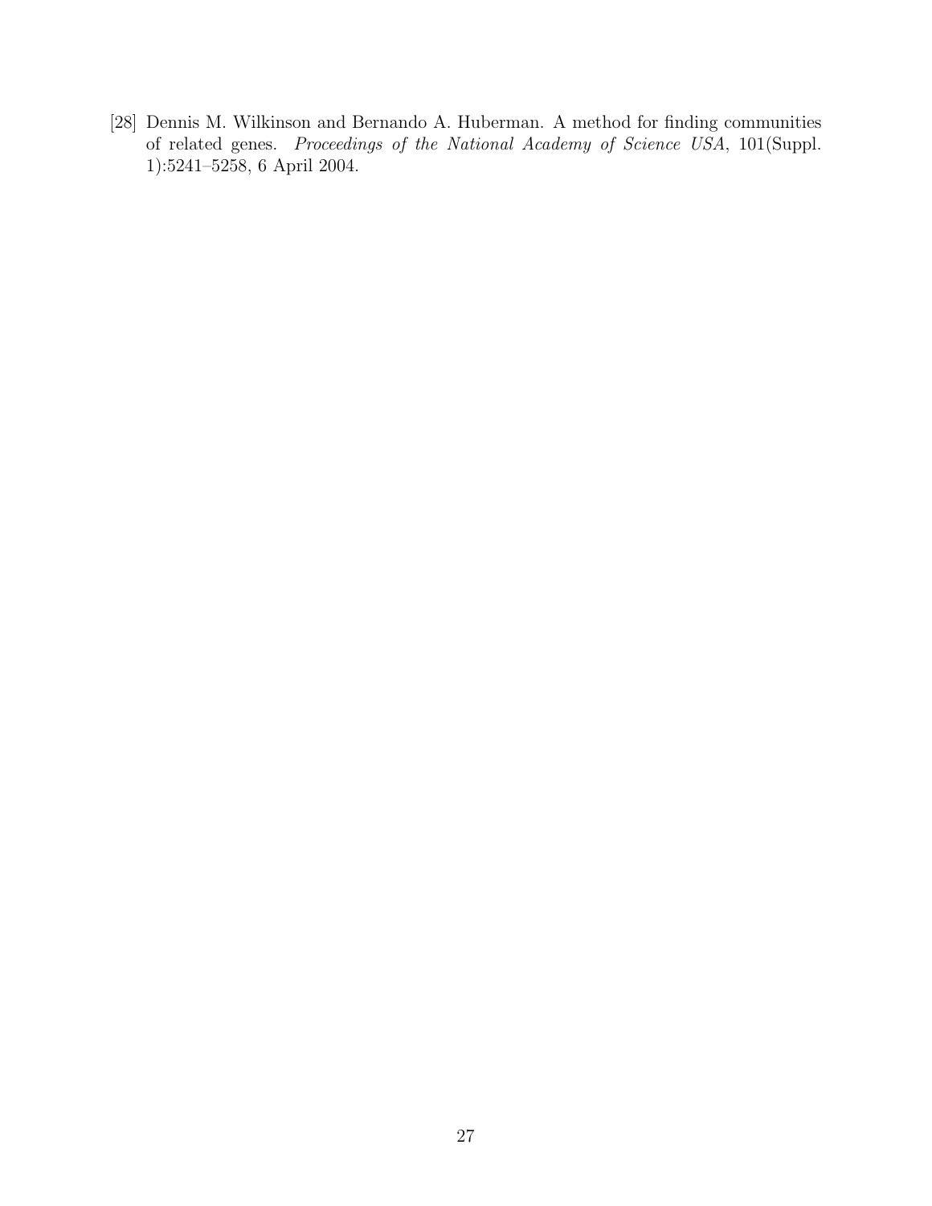[28] Dennis M. Wilkinson and Bernando A. Huberman. A method for finding communities of related genes. *Proceedings of the National Academy of Science USA*, 101(Suppl. 1):5241–5258, 6 April 2004.